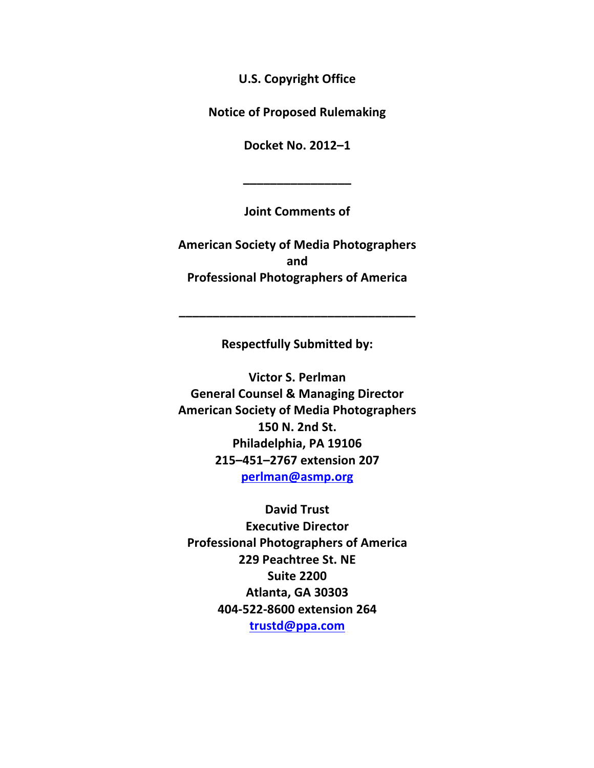**U.S. Copyright Office**

**Notice of Proposed Rulemaking**

**Docket No. 2012–1**

---

**Joint Comments of**

**American Society of Media Photographers**
**and**
**Professional Photographers of America**

---

**Respectfully Submitted by:**

**Victor S. Perlman**
**General Counsel & Managing Director**
**American Society of Media Photographers**
**150 N. 2nd St.**
**Philadelphia, PA 19106**
**215–451–2767 extension 207**
**perlman@asmp.org**

**David Trust**
**Executive Director**
**Professional Photographers of America**
**229 Peachtree St. NE**
**Suite 2200**
**Atlanta, GA 30303**
**404-522-8600 extension 264**
**trustd@ppa.com**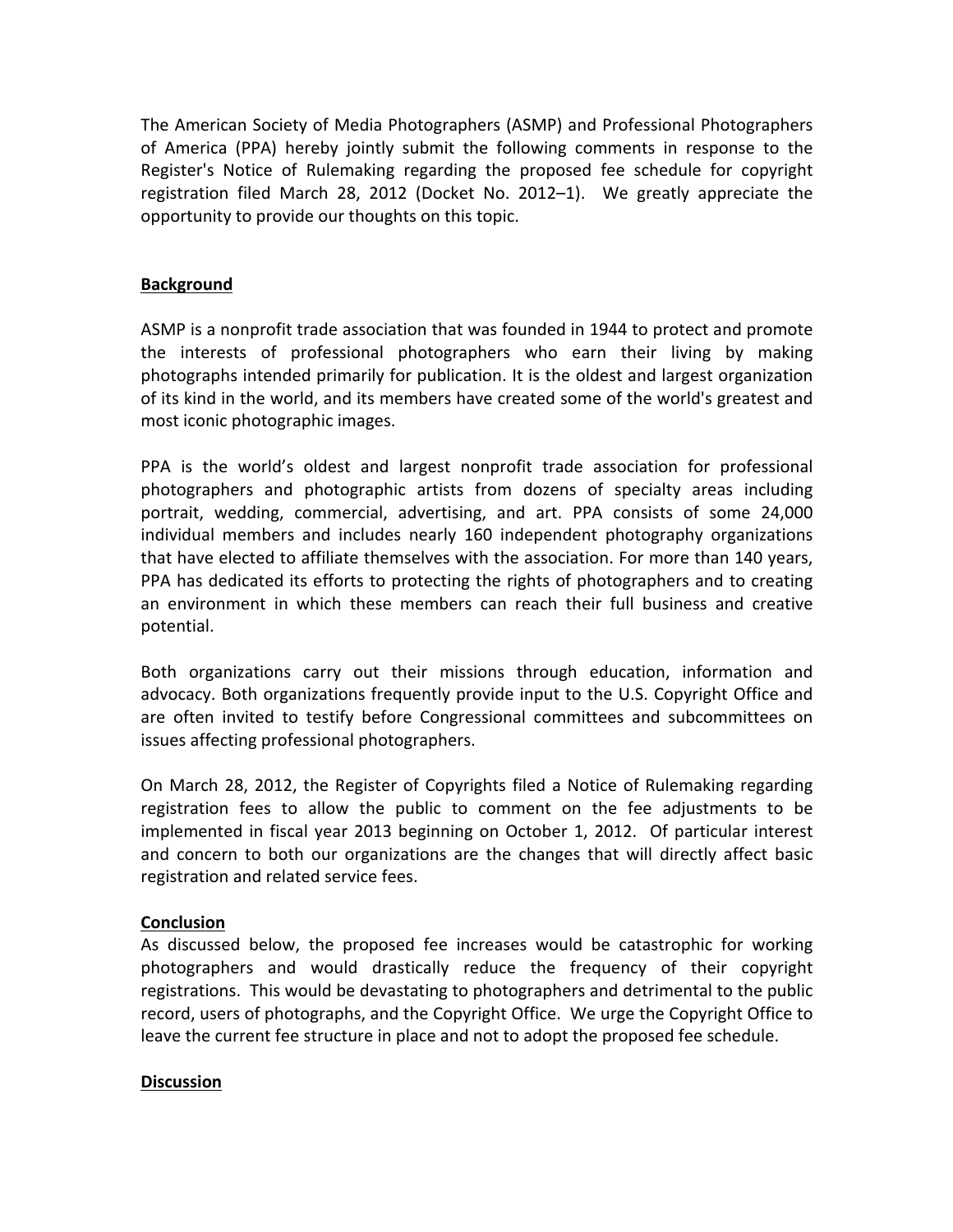The American Society of Media Photographers (ASMP) and Professional Photographers of America (PPA) hereby jointly submit the following comments in response to the Register's Notice of Rulemaking regarding the proposed fee schedule for copyright registration filed March 28, 2012 (Docket No. 2012–1). We greatly appreciate the opportunity to provide our thoughts on this topic.

**Background**

ASMP is a nonprofit trade association that was founded in 1944 to protect and promote the interests of professional photographers who earn their living by making photographs intended primarily for publication. It is the oldest and largest organization of its kind in the world, and its members have created some of the world's greatest and most iconic photographic images.

PPA is the world's oldest and largest nonprofit trade association for professional photographers and photographic artists from dozens of specialty areas including portrait, wedding, commercial, advertising, and art. PPA consists of some 24,000 individual members and includes nearly 160 independent photography organizations that have elected to affiliate themselves with the association. For more than 140 years, PPA has dedicated its efforts to protecting the rights of photographers and to creating an environment in which these members can reach their full business and creative potential.

Both organizations carry out their missions through education, information and advocacy. Both organizations frequently provide input to the U.S. Copyright Office and are often invited to testify before Congressional committees and subcommittees on issues affecting professional photographers.

On March 28, 2012, the Register of Copyrights filed a Notice of Rulemaking regarding registration fees to allow the public to comment on the fee adjustments to be implemented in fiscal year 2013 beginning on October 1, 2012. Of particular interest and concern to both our organizations are the changes that will directly affect basic registration and related service fees.

**Conclusion**

As discussed below, the proposed fee increases would be catastrophic for working photographers and would drastically reduce the frequency of their copyright registrations. This would be devastating to photographers and detrimental to the public record, users of photographs, and the Copyright Office. We urge the Copyright Office to leave the current fee structure in place and not to adopt the proposed fee schedule.

**Discussion**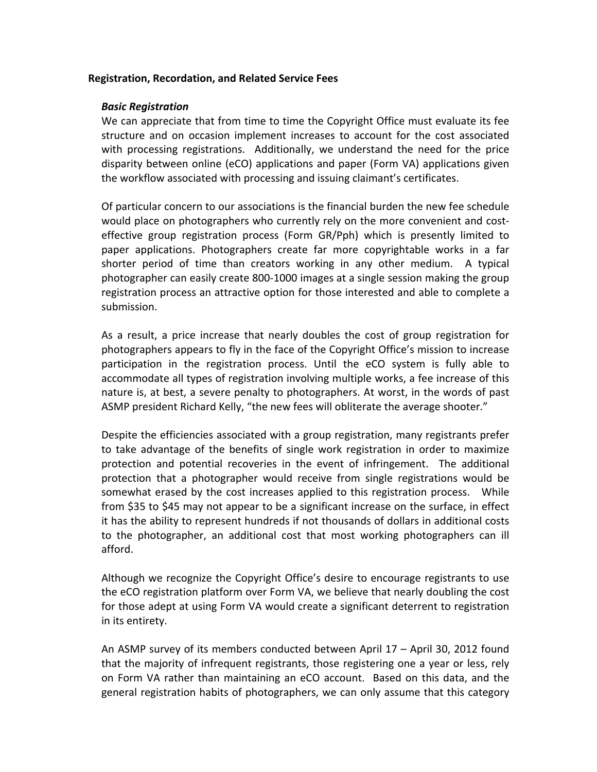**Registration, Recordation, and Related Service Fees**

***Basic Registration***

We can appreciate that from time to time the Copyright Office must evaluate its fee structure and on occasion implement increases to account for the cost associated with processing registrations. Additionally, we understand the need for the price disparity between online (eCO) applications and paper (Form VA) applications given the workflow associated with processing and issuing claimant's certificates.

Of particular concern to our associations is the financial burden the new fee schedule would place on photographers who currently rely on the more convenient and cost-effective group registration process (Form GR/Pph) which is presently limited to paper applications. Photographers create far more copyrightable works in a far shorter period of time than creators working in any other medium. A typical photographer can easily create 800-1000 images at a single session making the group registration process an attractive option for those interested and able to complete a submission.

As a result, a price increase that nearly doubles the cost of group registration for photographers appears to fly in the face of the Copyright Office's mission to increase participation in the registration process. Until the eCO system is fully able to accommodate all types of registration involving multiple works, a fee increase of this nature is, at best, a severe penalty to photographers. At worst, in the words of past ASMP president Richard Kelly, "the new fees will obliterate the average shooter."

Despite the efficiencies associated with a group registration, many registrants prefer to take advantage of the benefits of single work registration in order to maximize protection and potential recoveries in the event of infringement. The additional protection that a photographer would receive from single registrations would be somewhat erased by the cost increases applied to this registration process. While from $35 to $45 may not appear to be a significant increase on the surface, in effect it has the ability to represent hundreds if not thousands of dollars in additional costs to the photographer, an additional cost that most working photographers can ill afford.

Although we recognize the Copyright Office's desire to encourage registrants to use the eCO registration platform over Form VA, we believe that nearly doubling the cost for those adept at using Form VA would create a significant deterrent to registration in its entirety.

An ASMP survey of its members conducted between April 17 – April 30, 2012 found that the majority of infrequent registrants, those registering one a year or less, rely on Form VA rather than maintaining an eCO account. Based on this data, and the general registration habits of photographers, we can only assume that this category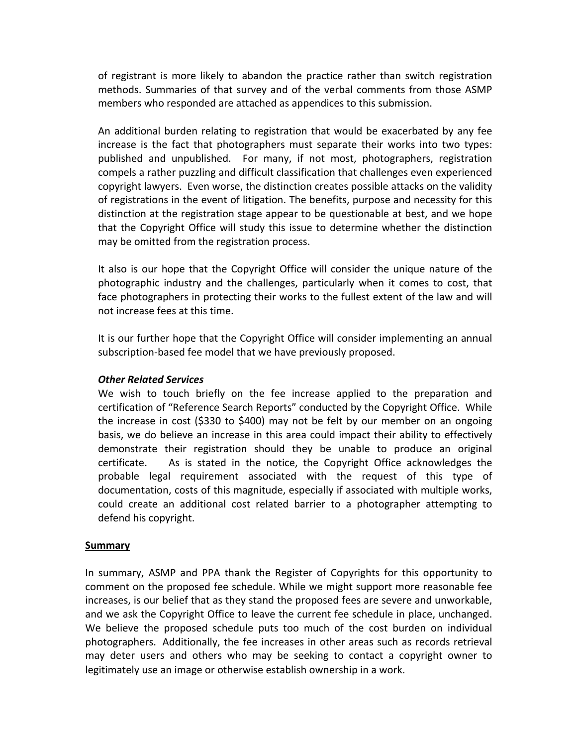of registrant is more likely to abandon the practice rather than switch registration methods. Summaries of that survey and of the verbal comments from those ASMP members who responded are attached as appendices to this submission.

An additional burden relating to registration that would be exacerbated by any fee increase is the fact that photographers must separate their works into two types: published and unpublished. For many, if not most, photographers, registration compels a rather puzzling and difficult classification that challenges even experienced copyright lawyers. Even worse, the distinction creates possible attacks on the validity of registrations in the event of litigation. The benefits, purpose and necessity for this distinction at the registration stage appear to be questionable at best, and we hope that the Copyright Office will study this issue to determine whether the distinction may be omitted from the registration process.

It also is our hope that the Copyright Office will consider the unique nature of the photographic industry and the challenges, particularly when it comes to cost, that face photographers in protecting their works to the fullest extent of the law and will not increase fees at this time.

It is our further hope that the Copyright Office will consider implementing an annual subscription-based fee model that we have previously proposed.

***Other Related Services***

We wish to touch briefly on the fee increase applied to the preparation and certification of "Reference Search Reports" conducted by the Copyright Office. While the increase in cost ($330 to $400) may not be felt by our member on an ongoing basis, we do believe an increase in this area could impact their ability to effectively demonstrate their registration should they be unable to produce an original certificate. As is stated in the notice, the Copyright Office acknowledges the probable legal requirement associated with the request of this type of documentation, costs of this magnitude, especially if associated with multiple works, could create an additional cost related barrier to a photographer attempting to defend his copyright.

## Summary

In summary, ASMP and PPA thank the Register of Copyrights for this opportunity to comment on the proposed fee schedule. While we might support more reasonable fee increases, is our belief that as they stand the proposed fees are severe and unworkable, and we ask the Copyright Office to leave the current fee schedule in place, unchanged. We believe the proposed schedule puts too much of the cost burden on individual photographers. Additionally, the fee increases in other areas such as records retrieval may deter users and others who may be seeking to contact a copyright owner to legitimately use an image or otherwise establish ownership in a work.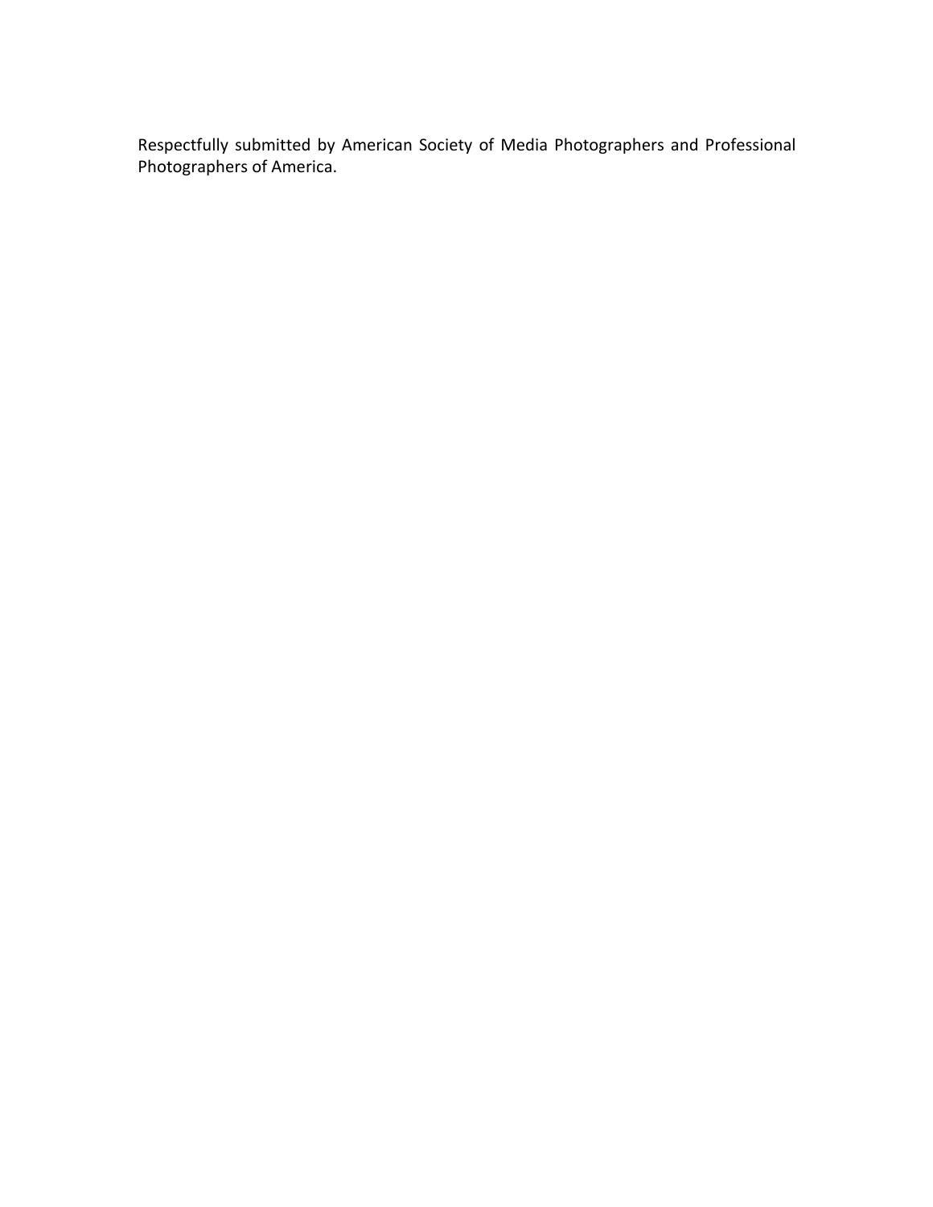Respectfully submitted by American Society of Media Photographers and Professional Photographers of America.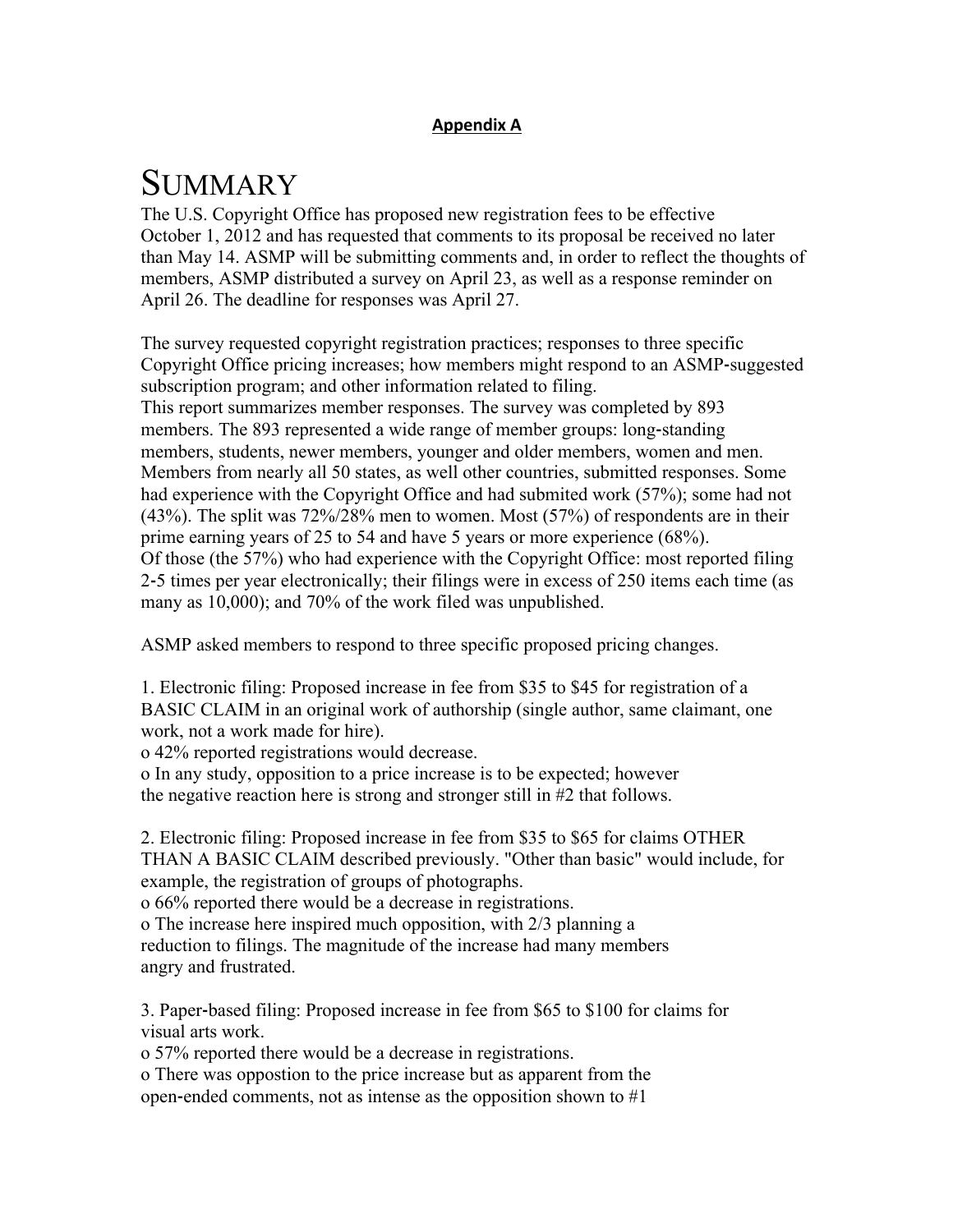**Appendix A**

# SUMMARY

The U.S. Copyright Office has proposed new registration fees to be effective October 1, 2012 and has requested that comments to its proposal be received no later than May 14. ASMP will be submitting comments and, in order to reflect the thoughts of members, ASMP distributed a survey on April 23, as well as a response reminder on April 26. The deadline for responses was April 27.

The survey requested copyright registration practices; responses to three specific Copyright Office pricing increases; how members might respond to an ASMP-suggested subscription program; and other information related to filing.

This report summarizes member responses. The survey was completed by 893 members. The 893 represented a wide range of member groups: long-standing members, students, newer members, younger and older members, women and men. Members from nearly all 50 states, as well other countries, submitted responses. Some had experience with the Copyright Office and had submited work (57%); some had not (43%). The split was 72%/28% men to women. Most (57%) of respondents are in their prime earning years of 25 to 54 and have 5 years or more experience (68%).

Of those (the 57%) who had experience with the Copyright Office: most reported filing 2-5 times per year electronically; their filings were in excess of 250 items each time (as many as 10,000); and 70% of the work filed was unpublished.

ASMP asked members to respond to three specific proposed pricing changes.

1. Electronic filing: Proposed increase in fee from $35 to $45 for registration of a BASIC CLAIM in an original work of authorship (single author, same claimant, one work, not a work made for hire).
   - 42% reported registrations would decrease.
   - In any study, opposition to a price increase is to be expected; however the negative reaction here is strong and stronger still in #2 that follows.

2. Electronic filing: Proposed increase in fee from $35 to $65 for claims OTHER THAN A BASIC CLAIM described previously. "Other than basic" would include, for example, the registration of groups of photographs.
   - 66% reported there would be a decrease in registrations.
   - The increase here inspired much opposition, with 2/3 planning a reduction to filings. The magnitude of the increase had many members angry and frustrated.

3. Paper-based filing: Proposed increase in fee from $65 to $100 for claims for visual arts work.
   - 57% reported there would be a decrease in registrations.
   - There was oppostion to the price increase but as apparent from the open-ended comments, not as intense as the opposition shown to #1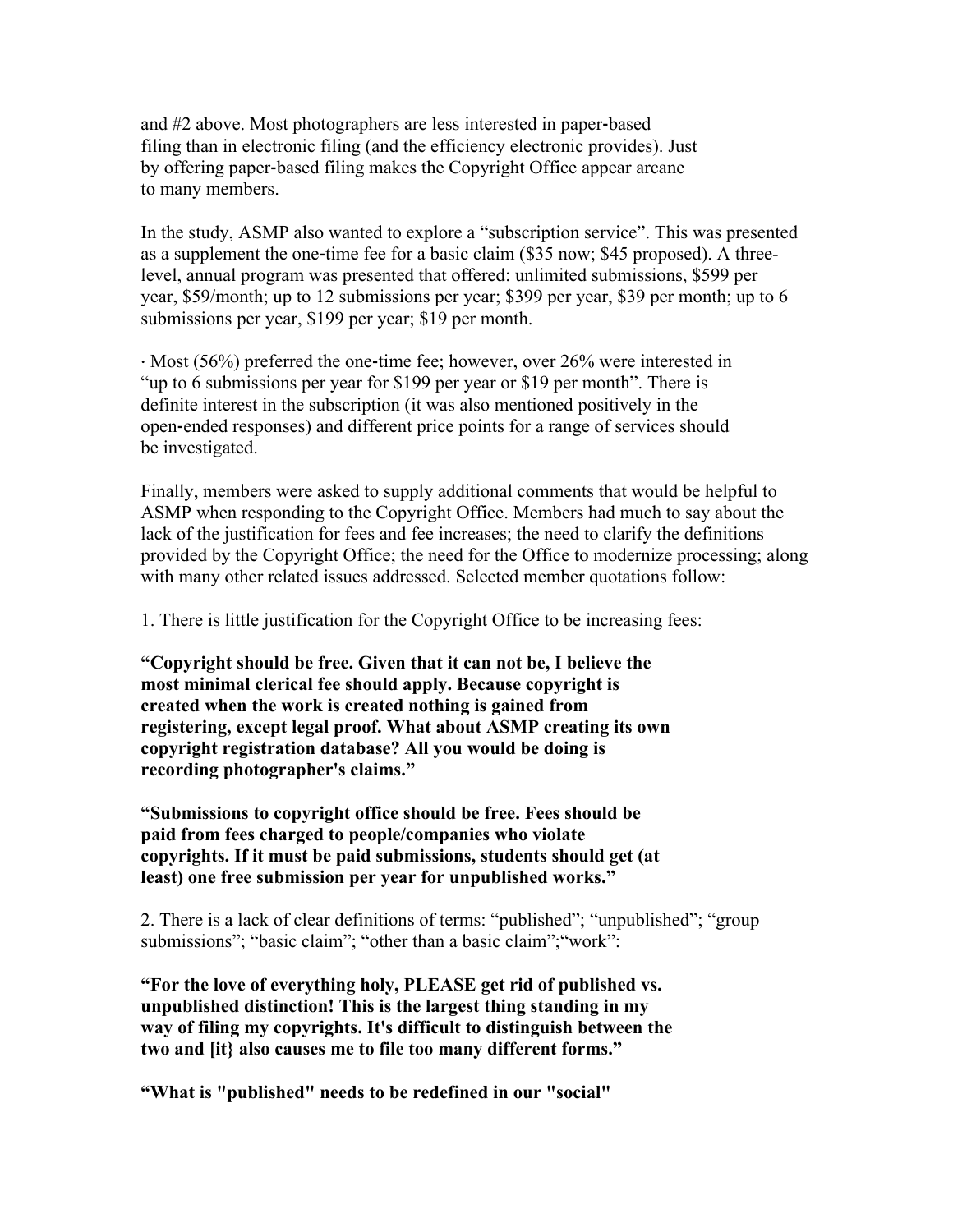and #2 above. Most photographers are less interested in paper-based filing than in electronic filing (and the efficiency electronic provides). Just by offering paper-based filing makes the Copyright Office appear arcane to many members.

In the study, ASMP also wanted to explore a "subscription service". This was presented as a supplement the one-time fee for a basic claim ($35 now; $45 proposed). A three-level, annual program was presented that offered: unlimited submissions, $599 per year, $59/month; up to 12 submissions per year; $399 per year, $39 per month; up to 6 submissions per year, $199 per year; $19 per month.

· Most (56%) preferred the one-time fee; however, over 26% were interested in "up to 6 submissions per year for $199 per year or $19 per month". There is definite interest in the subscription (it was also mentioned positively in the open-ended responses) and different price points for a range of services should be investigated.

Finally, members were asked to supply additional comments that would be helpful to ASMP when responding to the Copyright Office. Members had much to say about the lack of the justification for fees and fee increases; the need to clarify the definitions provided by the Copyright Office; the need for the Office to modernize processing; along with many other related issues addressed. Selected member quotations follow:

1. There is little justification for the Copyright Office to be increasing fees:

**"Copyright should be free. Given that it can not be, I believe the most minimal clerical fee should apply. Because copyright is created when the work is created nothing is gained from registering, except legal proof. What about ASMP creating its own copyright registration database? All you would be doing is recording photographer's claims."**

**"Submissions to copyright office should be free. Fees should be paid from fees charged to people/companies who violate copyrights. If it must be paid submissions, students should get (at least) one free submission per year for unpublished works."**

2. There is a lack of clear definitions of terms: "published"; "unpublished"; "group submissions"; "basic claim"; "other than a basic claim";"work":

**"For the love of everything holy, PLEASE get rid of published vs. unpublished distinction! This is the largest thing standing in my way of filing my copyrights. It's difficult to distinguish between the two and [it} also causes me to file too many different forms."**

**"What is "published" needs to be redefined in our "social"**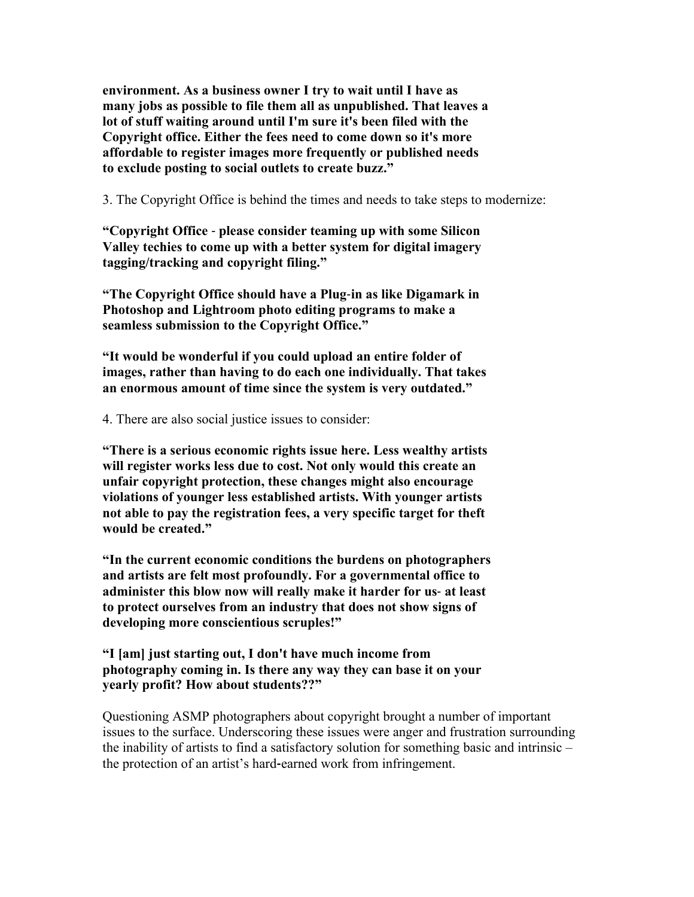**environment. As a business owner I try to wait until I have as many jobs as possible to file them all as unpublished. That leaves a lot of stuff waiting around until I'm sure it's been filed with the Copyright office. Either the fees need to come down so it's more affordable to register images more frequently or published needs to exclude posting to social outlets to create buzz."**

3. The Copyright Office is behind the times and needs to take steps to modernize:

**"Copyright Office - please consider teaming up with some Silicon Valley techies to come up with a better system for digital imagery tagging/tracking and copyright filing."**

**"The Copyright Office should have a Plug-in as like Digamark in Photoshop and Lightroom photo editing programs to make a seamless submission to the Copyright Office."**

**"It would be wonderful if you could upload an entire folder of images, rather than having to do each one individually. That takes an enormous amount of time since the system is very outdated."**

4. There are also social justice issues to consider:

**"There is a serious economic rights issue here. Less wealthy artists will register works less due to cost. Not only would this create an unfair copyright protection, these changes might also encourage violations of younger less established artists. With younger artists not able to pay the registration fees, a very specific target for theft would be created."**

**"In the current economic conditions the burdens on photographers and artists are felt most profoundly. For a governmental office to administer this blow now will really make it harder for us- at least to protect ourselves from an industry that does not show signs of developing more conscientious scruples!"**

**"I [am] just starting out, I don't have much income from photography coming in. Is there any way they can base it on your yearly profit? How about students??"**

Questioning ASMP photographers about copyright brought a number of important issues to the surface. Underscoring these issues were anger and frustration surrounding the inability of artists to find a satisfactory solution for something basic and intrinsic – the protection of an artist's hard-earned work from infringement.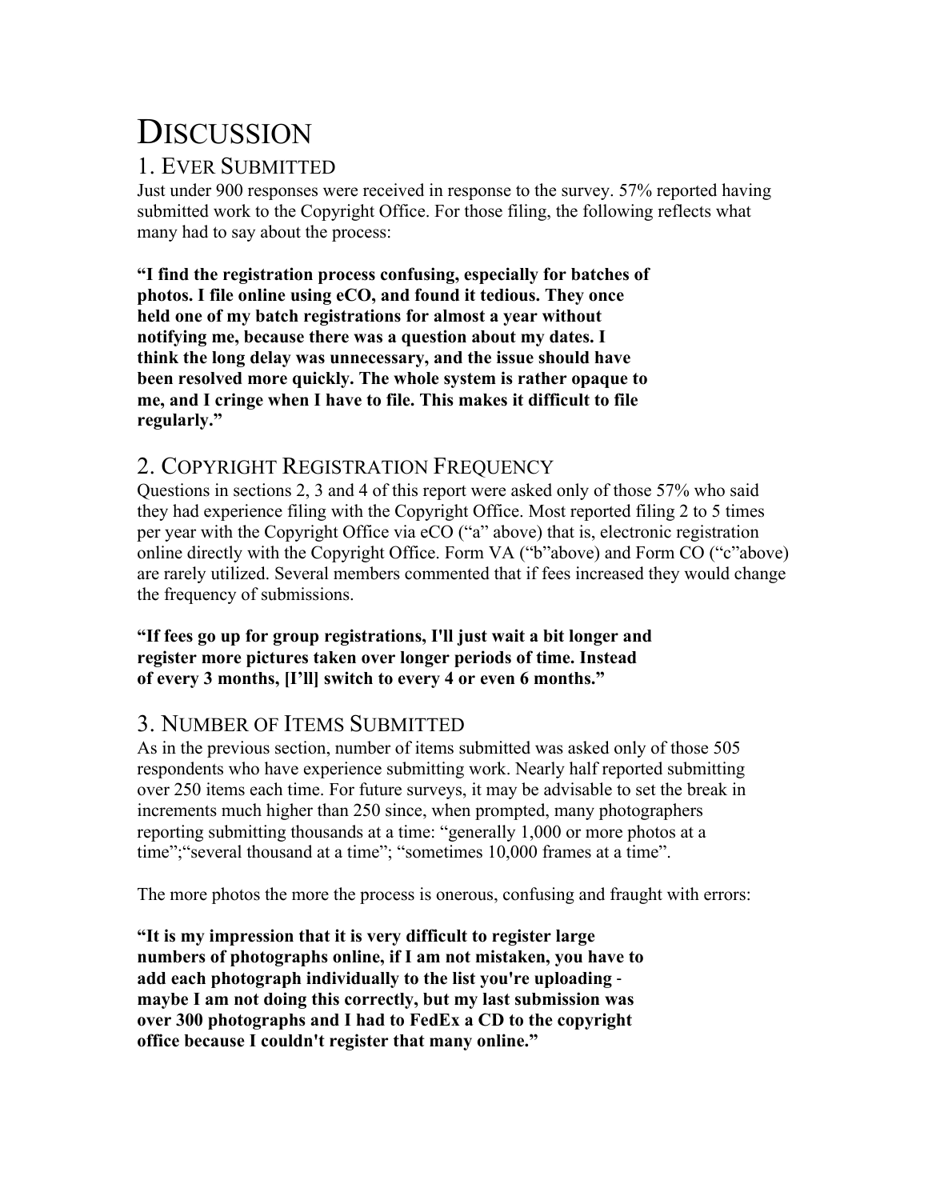# Discussion

## 1. Ever Submitted

Just under 900 responses were received in response to the survey. 57% reported having submitted work to the Copyright Office. For those filing, the following reflects what many had to say about the process:

**"I find the registration process confusing, especially for batches of photos. I file online using eCO, and found it tedious. They once held one of my batch registrations for almost a year without notifying me, because there was a question about my dates. I think the long delay was unnecessary, and the issue should have been resolved more quickly. The whole system is rather opaque to me, and I cringe when I have to file. This makes it difficult to file regularly."**

## 2. Copyright Registration Frequency

Questions in sections 2, 3 and 4 of this report were asked only of those 57% who said they had experience filing with the Copyright Office. Most reported filing 2 to 5 times per year with the Copyright Office via eCO ("a" above) that is, electronic registration online directly with the Copyright Office. Form VA ("b"above) and Form CO ("c"above) are rarely utilized. Several members commented that if fees increased they would change the frequency of submissions.

**"If fees go up for group registrations, I'll just wait a bit longer and register more pictures taken over longer periods of time. Instead of every 3 months, [I'll] switch to every 4 or even 6 months."**

## 3. Number of Items Submitted

As in the previous section, number of items submitted was asked only of those 505 respondents who have experience submitting work. Nearly half reported submitting over 250 items each time. For future surveys, it may be advisable to set the break in increments much higher than 250 since, when prompted, many photographers reporting submitting thousands at a time: "generally 1,000 or more photos at a time";"several thousand at a time"; "sometimes 10,000 frames at a time".

The more photos the more the process is onerous, confusing and fraught with errors:

**"It is my impression that it is very difficult to register large numbers of photographs online, if I am not mistaken, you have to add each photograph individually to the list you're uploading - maybe I am not doing this correctly, but my last submission was over 300 photographs and I had to FedEx a CD to the copyright office because I couldn't register that many online."**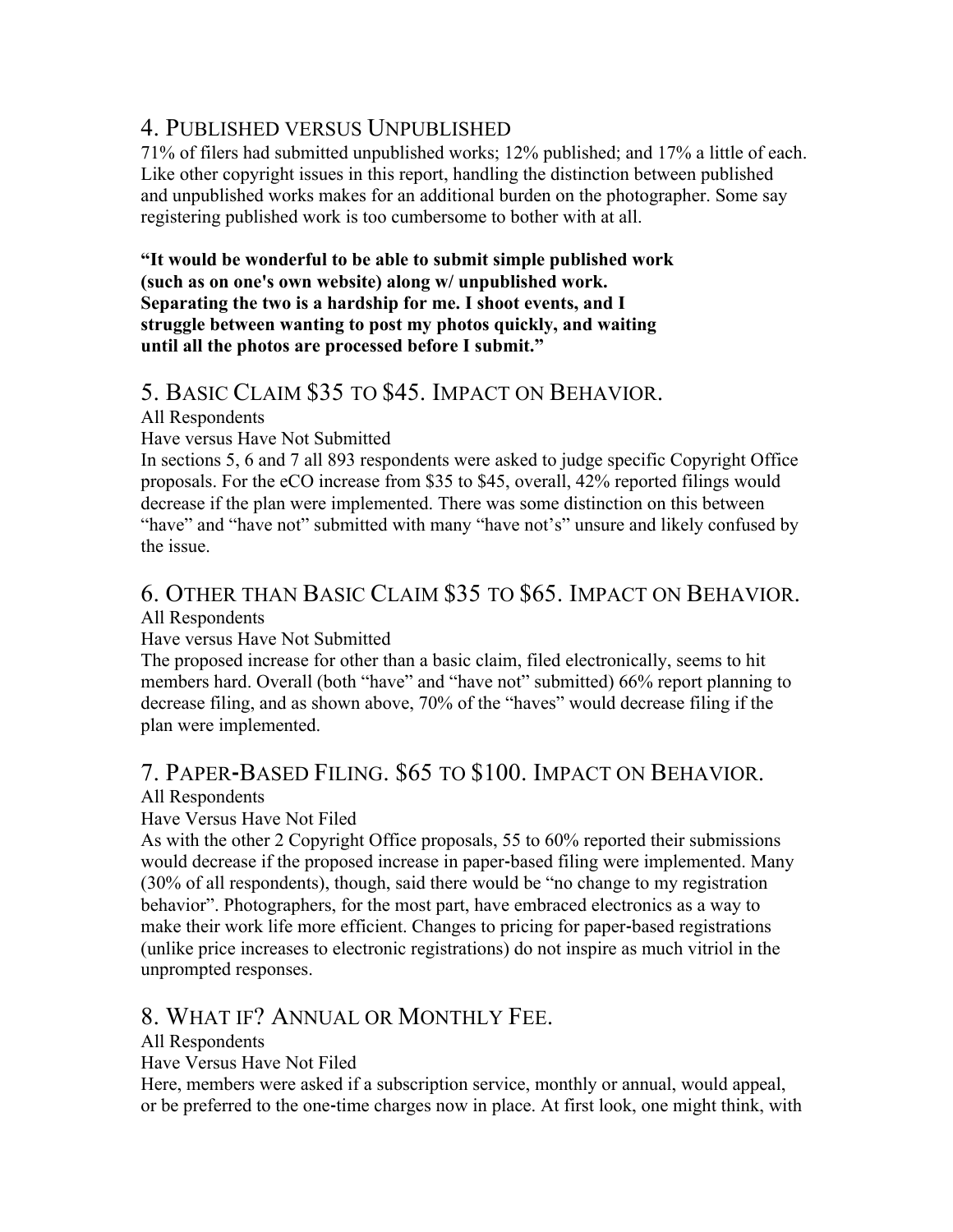## 4. Published versus Unpublished

71% of filers had submitted unpublished works; 12% published; and 17% a little of each. Like other copyright issues in this report, handling the distinction between published and unpublished works makes for an additional burden on the photographer. Some say registering published work is too cumbersome to bother with at all.

**"It would be wonderful to be able to submit simple published work (such as on one's own website) along w/ unpublished work. Separating the two is a hardship for me. I shoot events, and I struggle between wanting to post my photos quickly, and waiting until all the photos are processed before I submit."**

## 5. Basic Claim $35 to $45. Impact on Behavior.

All Respondents

Have versus Have Not Submitted

In sections 5, 6 and 7 all 893 respondents were asked to judge specific Copyright Office proposals. For the eCO increase from $35 to $45, overall, 42% reported filings would decrease if the plan were implemented. There was some distinction on this between "have" and "have not" submitted with many "have not's" unsure and likely confused by the issue.

## 6. Other than Basic Claim $35 to $65. Impact on Behavior.

All Respondents

Have versus Have Not Submitted

The proposed increase for other than a basic claim, filed electronically, seems to hit members hard. Overall (both "have" and "have not" submitted) 66% report planning to decrease filing, and as shown above, 70% of the "haves" would decrease filing if the plan were implemented.

## 7. Paper-Based Filing. $65 to $100. Impact on Behavior.

All Respondents

Have Versus Have Not Filed

As with the other 2 Copyright Office proposals, 55 to 60% reported their submissions would decrease if the proposed increase in paper-based filing were implemented. Many (30% of all respondents), though, said there would be "no change to my registration behavior". Photographers, for the most part, have embraced electronics as a way to make their work life more efficient. Changes to pricing for paper-based registrations (unlike price increases to electronic registrations) do not inspire as much vitriol in the unprompted responses.

## 8. What if? Annual or Monthly Fee.

All Respondents

Have Versus Have Not Filed

Here, members were asked if a subscription service, monthly or annual, would appeal, or be preferred to the one-time charges now in place. At first look, one might think, with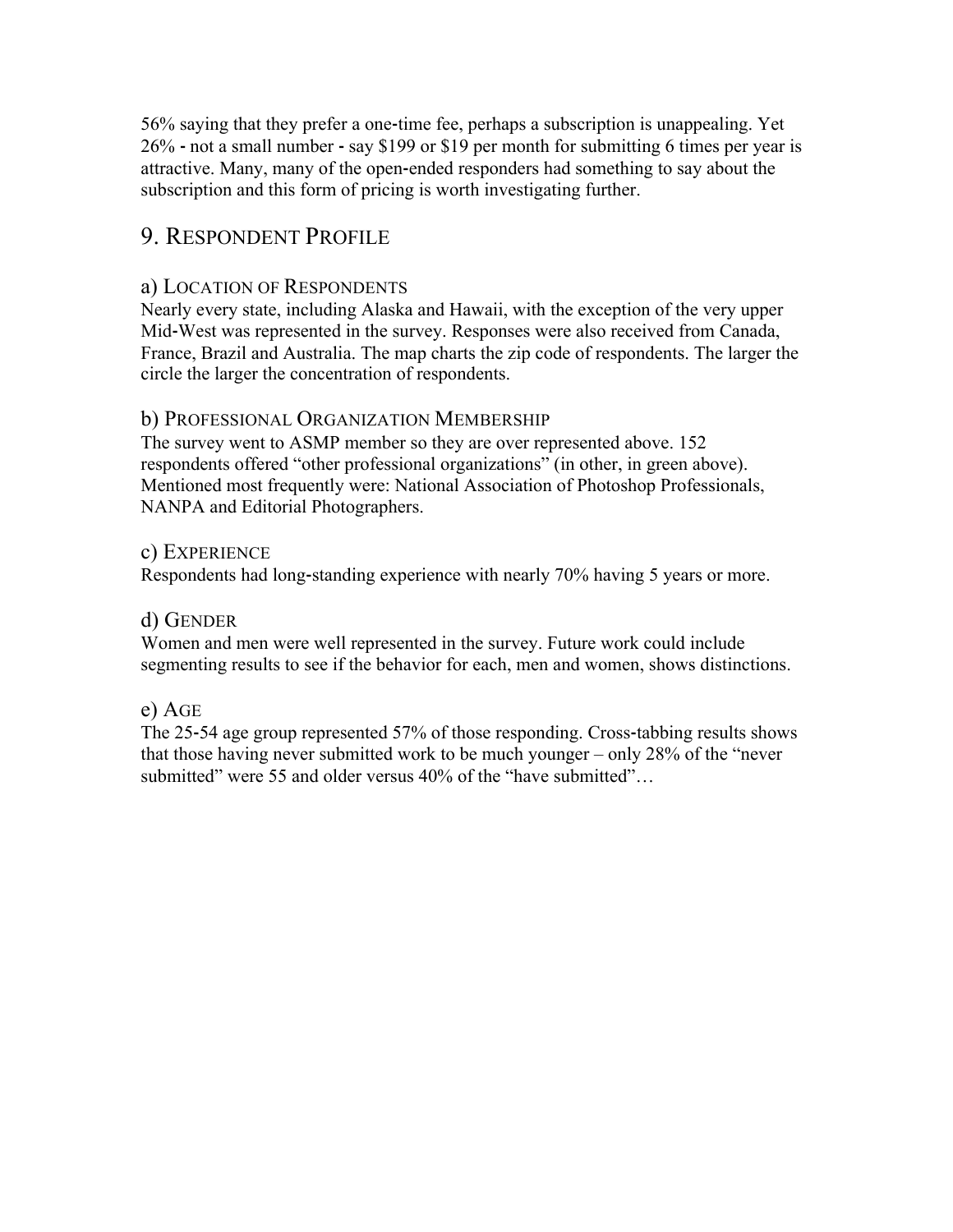56% saying that they prefer a one-time fee, perhaps a subscription is unappealing. Yet 26% - not a small number - say $199 or $19 per month for submitting 6 times per year is attractive. Many, many of the open-ended responders had something to say about the subscription and this form of pricing is worth investigating further.

## 9. Respondent Profile

### a) Location of Respondents

Nearly every state, including Alaska and Hawaii, with the exception of the very upper Mid-West was represented in the survey. Responses were also received from Canada, France, Brazil and Australia. The map charts the zip code of respondents. The larger the circle the larger the concentration of respondents.

### b) Professional Organization Membership

The survey went to ASMP member so they are over represented above. 152 respondents offered "other professional organizations" (in other, in green above). Mentioned most frequently were: National Association of Photoshop Professionals, NANPA and Editorial Photographers.

### c) Experience

Respondents had long-standing experience with nearly 70% having 5 years or more.

### d) Gender

Women and men were well represented in the survey. Future work could include segmenting results to see if the behavior for each, men and women, shows distinctions.

### e) Age

The 25-54 age group represented 57% of those responding. Cross-tabbing results shows that those having never submitted work to be much younger – only 28% of the "never submitted" were 55 and older versus 40% of the "have submitted"…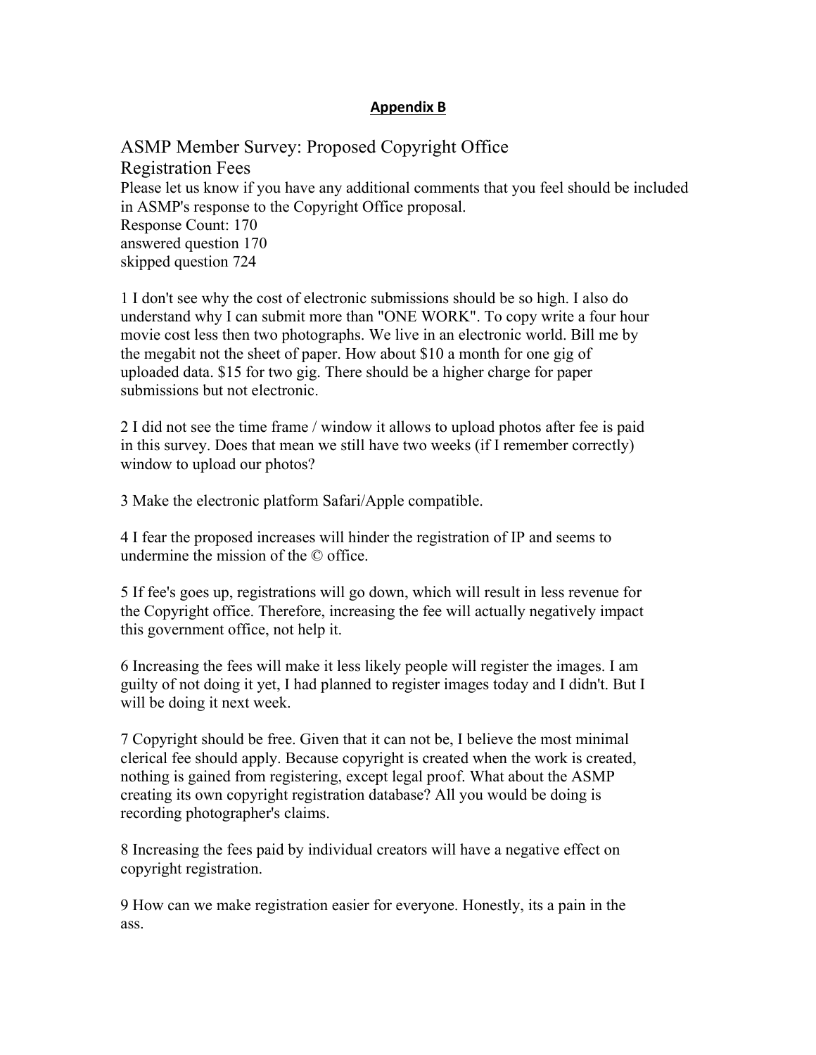## Appendix B

### ASMP Member Survey: Proposed Copyright Office Registration Fees

Please let us know if you have any additional comments that you feel should be included in ASMP's response to the Copyright Office proposal.
Response Count: 170
answered question 170
skipped question 724

1 I don't see why the cost of electronic submissions should be so high. I also do understand why I can submit more than "ONE WORK". To copy write a four hour movie cost less then two photographs. We live in an electronic world. Bill me by the megabit not the sheet of paper. How about $10 a month for one gig of uploaded data. $15 for two gig. There should be a higher charge for paper submissions but not electronic.

2 I did not see the time frame / window it allows to upload photos after fee is paid in this survey. Does that mean we still have two weeks (if I remember correctly) window to upload our photos?

3 Make the electronic platform Safari/Apple compatible.

4 I fear the proposed increases will hinder the registration of IP and seems to undermine the mission of the © office.

5 If fee's goes up, registrations will go down, which will result in less revenue for the Copyright office. Therefore, increasing the fee will actually negatively impact this government office, not help it.

6 Increasing the fees will make it less likely people will register the images. I am guilty of not doing it yet, I had planned to register images today and I didn't. But I will be doing it next week.

7 Copyright should be free. Given that it can not be, I believe the most minimal clerical fee should apply. Because copyright is created when the work is created, nothing is gained from registering, except legal proof. What about the ASMP creating its own copyright registration database? All you would be doing is recording photographer's claims.

8 Increasing the fees paid by individual creators will have a negative effect on copyright registration.

9 How can we make registration easier for everyone. Honestly, its a pain in the ass.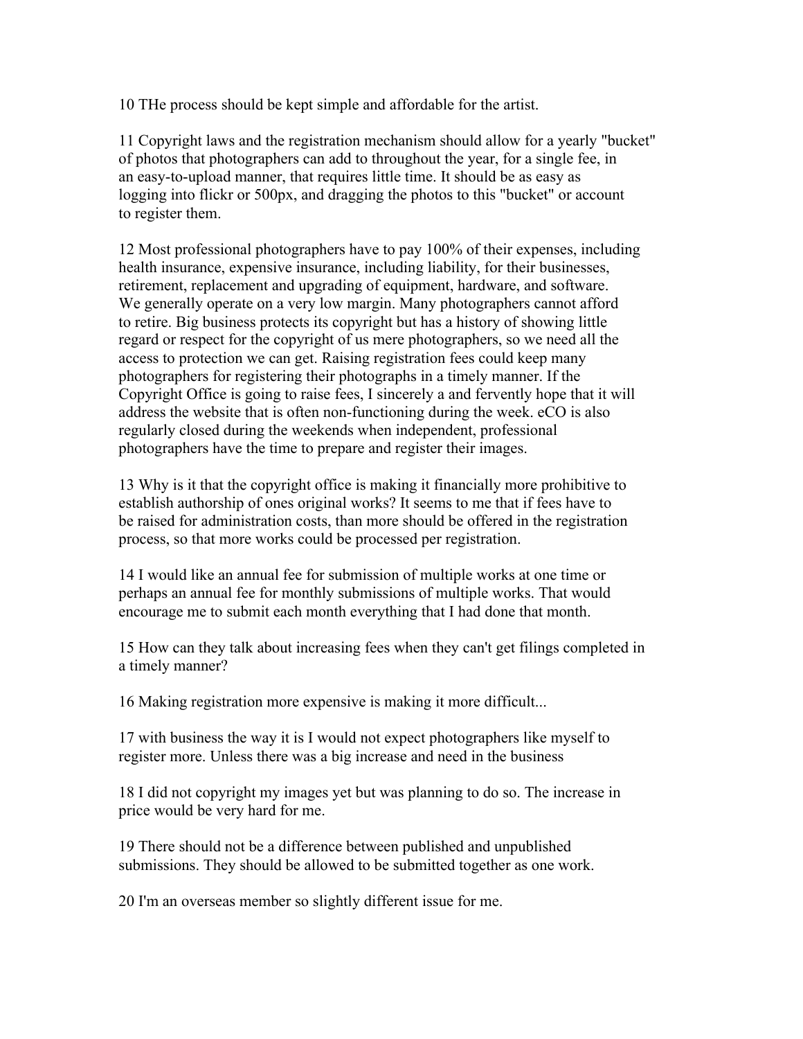10 THe process should be kept simple and affordable for the artist.

11 Copyright laws and the registration mechanism should allow for a yearly "bucket" of photos that photographers can add to throughout the year, for a single fee, in an easy-to-upload manner, that requires little time. It should be as easy as logging into flickr or 500px, and dragging the photos to this "bucket" or account to register them.

12 Most professional photographers have to pay 100% of their expenses, including health insurance, expensive insurance, including liability, for their businesses, retirement, replacement and upgrading of equipment, hardware, and software. We generally operate on a very low margin. Many photographers cannot afford to retire. Big business protects its copyright but has a history of showing little regard or respect for the copyright of us mere photographers, so we need all the access to protection we can get. Raising registration fees could keep many photographers for registering their photographs in a timely manner. If the Copyright Office is going to raise fees, I sincerely a and fervently hope that it will address the website that is often non-functioning during the week. eCO is also regularly closed during the weekends when independent, professional photographers have the time to prepare and register their images.

13 Why is it that the copyright office is making it financially more prohibitive to establish authorship of ones original works? It seems to me that if fees have to be raised for administration costs, than more should be offered in the registration process, so that more works could be processed per registration.

14 I would like an annual fee for submission of multiple works at one time or perhaps an annual fee for monthly submissions of multiple works. That would encourage me to submit each month everything that I had done that month.

15 How can they talk about increasing fees when they can't get filings completed in a timely manner?

16 Making registration more expensive is making it more difficult...

17 with business the way it is I would not expect photographers like myself to register more. Unless there was a big increase and need in the business

18 I did not copyright my images yet but was planning to do so. The increase in price would be very hard for me.

19 There should not be a difference between published and unpublished submissions. They should be allowed to be submitted together as one work.

20 I'm an overseas member so slightly different issue for me.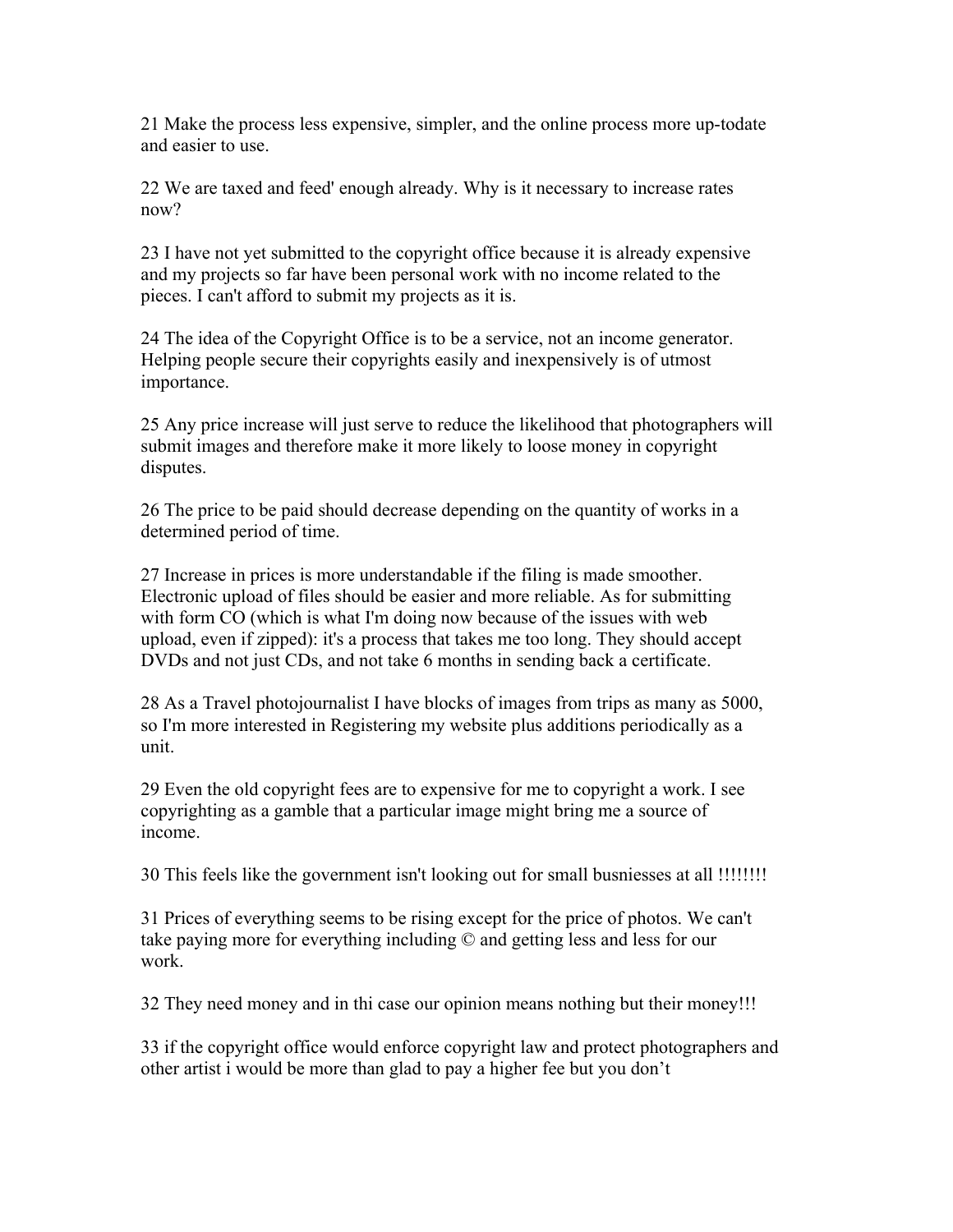21 Make the process less expensive, simpler, and the online process more up-todate and easier to use.

22 We are taxed and feed' enough already. Why is it necessary to increase rates now?

23 I have not yet submitted to the copyright office because it is already expensive and my projects so far have been personal work with no income related to the pieces. I can't afford to submit my projects as it is.

24 The idea of the Copyright Office is to be a service, not an income generator. Helping people secure their copyrights easily and inexpensively is of utmost importance.

25 Any price increase will just serve to reduce the likelihood that photographers will submit images and therefore make it more likely to loose money in copyright disputes.

26 The price to be paid should decrease depending on the quantity of works in a determined period of time.

27 Increase in prices is more understandable if the filing is made smoother. Electronic upload of files should be easier and more reliable. As for submitting with form CO (which is what I'm doing now because of the issues with web upload, even if zipped): it's a process that takes me too long. They should accept DVDs and not just CDs, and not take 6 months in sending back a certificate.

28 As a Travel photojournalist I have blocks of images from trips as many as 5000, so I'm more interested in Registering my website plus additions periodically as a unit.

29 Even the old copyright fees are to expensive for me to copyright a work. I see copyrighting as a gamble that a particular image might bring me a source of income.

30 This feels like the government isn't looking out for small busniesses at all !!!!!!!!

31 Prices of everything seems to be rising except for the price of photos. We can't take paying more for everything including © and getting less and less for our work.

32 They need money and in thi case our opinion means nothing but their money!!!

33 if the copyright office would enforce copyright law and protect photographers and other artist i would be more than glad to pay a higher fee but you don't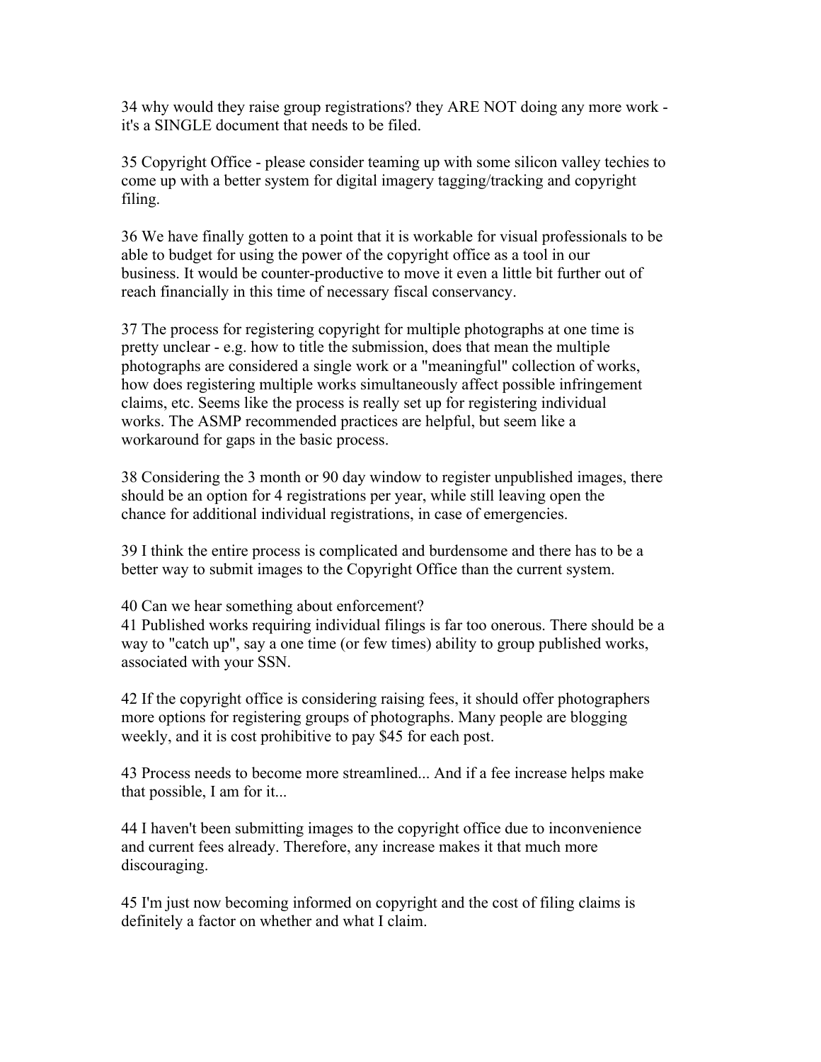34 why would they raise group registrations? they ARE NOT doing any more work - it's a SINGLE document that needs to be filed.

35 Copyright Office - please consider teaming up with some silicon valley techies to come up with a better system for digital imagery tagging/tracking and copyright filing.

36 We have finally gotten to a point that it is workable for visual professionals to be able to budget for using the power of the copyright office as a tool in our business. It would be counter-productive to move it even a little bit further out of reach financially in this time of necessary fiscal conservancy.

37 The process for registering copyright for multiple photographs at one time is pretty unclear - e.g. how to title the submission, does that mean the multiple photographs are considered a single work or a "meaningful" collection of works, how does registering multiple works simultaneously affect possible infringement claims, etc. Seems like the process is really set up for registering individual works. The ASMP recommended practices are helpful, but seem like a workaround for gaps in the basic process.

38 Considering the 3 month or 90 day window to register unpublished images, there should be an option for 4 registrations per year, while still leaving open the chance for additional individual registrations, in case of emergencies.

39 I think the entire process is complicated and burdensome and there has to be a better way to submit images to the Copyright Office than the current system.

40 Can we hear something about enforcement?

41 Published works requiring individual filings is far too onerous. There should be a way to "catch up", say a one time (or few times) ability to group published works, associated with your SSN.

42 If the copyright office is considering raising fees, it should offer photographers more options for registering groups of photographs. Many people are blogging weekly, and it is cost prohibitive to pay $45 for each post.

43 Process needs to become more streamlined... And if a fee increase helps make that possible, I am for it...

44 I haven't been submitting images to the copyright office due to inconvenience and current fees already. Therefore, any increase makes it that much more discouraging.

45 I'm just now becoming informed on copyright and the cost of filing claims is definitely a factor on whether and what I claim.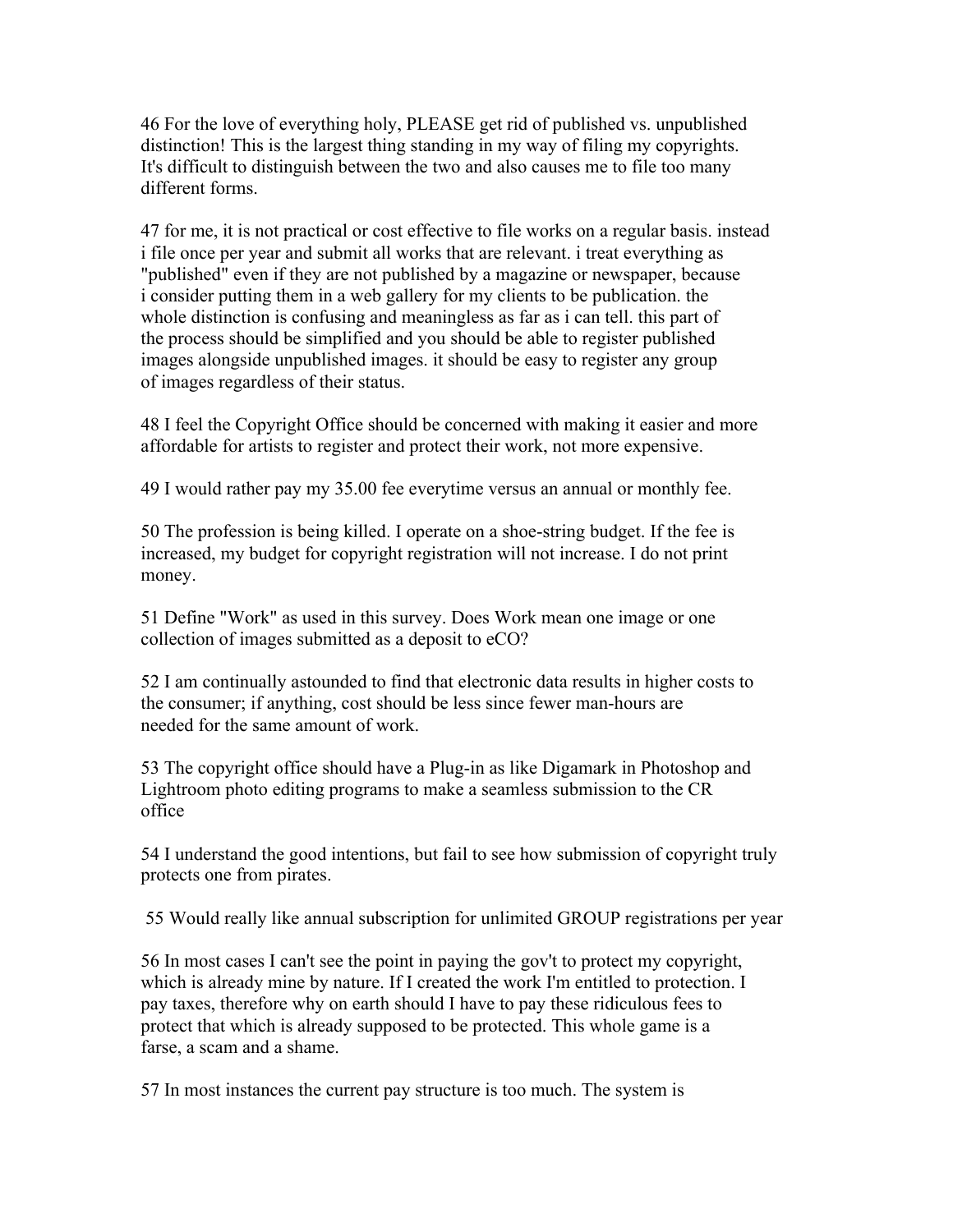46 For the love of everything holy, PLEASE get rid of published vs. unpublished distinction! This is the largest thing standing in my way of filing my copyrights. It's difficult to distinguish between the two and also causes me to file too many different forms.

47 for me, it is not practical or cost effective to file works on a regular basis. instead i file once per year and submit all works that are relevant. i treat everything as "published" even if they are not published by a magazine or newspaper, because i consider putting them in a web gallery for my clients to be publication. the whole distinction is confusing and meaningless as far as i can tell. this part of the process should be simplified and you should be able to register published images alongside unpublished images. it should be easy to register any group of images regardless of their status.

48 I feel the Copyright Office should be concerned with making it easier and more affordable for artists to register and protect their work, not more expensive.

49 I would rather pay my 35.00 fee everytime versus an annual or monthly fee.

50 The profession is being killed. I operate on a shoe-string budget. If the fee is increased, my budget for copyright registration will not increase. I do not print money.

51 Define "Work" as used in this survey. Does Work mean one image or one collection of images submitted as a deposit to eCO?

52 I am continually astounded to find that electronic data results in higher costs to the consumer; if anything, cost should be less since fewer man-hours are needed for the same amount of work.

53 The copyright office should have a Plug-in as like Digamark in Photoshop and Lightroom photo editing programs to make a seamless submission to the CR office

54 I understand the good intentions, but fail to see how submission of copyright truly protects one from pirates.

55 Would really like annual subscription for unlimited GROUP registrations per year

56 In most cases I can't see the point in paying the gov't to protect my copyright, which is already mine by nature. If I created the work I'm entitled to protection. I pay taxes, therefore why on earth should I have to pay these ridiculous fees to protect that which is already supposed to be protected. This whole game is a farse, a scam and a shame.

57 In most instances the current pay structure is too much. The system is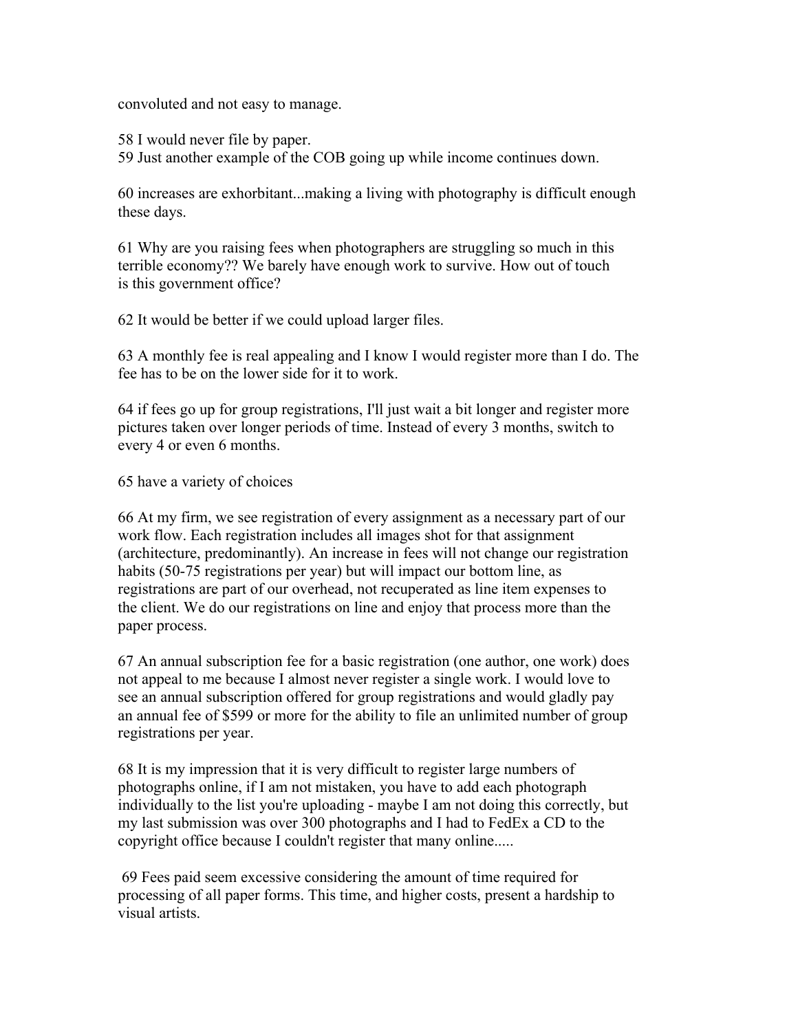convoluted and not easy to manage.

58 I would never file by paper.
59 Just another example of the COB going up while income continues down.

60 increases are exhorbitant...making a living with photography is difficult enough these days.

61 Why are you raising fees when photographers are struggling so much in this terrible economy?? We barely have enough work to survive. How out of touch is this government office?

62 It would be better if we could upload larger files.

63 A monthly fee is real appealing and I know I would register more than I do. The fee has to be on the lower side for it to work.

64 if fees go up for group registrations, I'll just wait a bit longer and register more pictures taken over longer periods of time. Instead of every 3 months, switch to every 4 or even 6 months.

65 have a variety of choices

66 At my firm, we see registration of every assignment as a necessary part of our work flow. Each registration includes all images shot for that assignment (architecture, predominantly). An increase in fees will not change our registration habits (50-75 registrations per year) but will impact our bottom line, as registrations are part of our overhead, not recuperated as line item expenses to the client. We do our registrations on line and enjoy that process more than the paper process.

67 An annual subscription fee for a basic registration (one author, one work) does not appeal to me because I almost never register a single work. I would love to see an annual subscription offered for group registrations and would gladly pay an annual fee of $599 or more for the ability to file an unlimited number of group registrations per year.

68 It is my impression that it is very difficult to register large numbers of photographs online, if I am not mistaken, you have to add each photograph individually to the list you're uploading - maybe I am not doing this correctly, but my last submission was over 300 photographs and I had to FedEx a CD to the copyright office because I couldn't register that many online.....

69 Fees paid seem excessive considering the amount of time required for processing of all paper forms. This time, and higher costs, present a hardship to visual artists.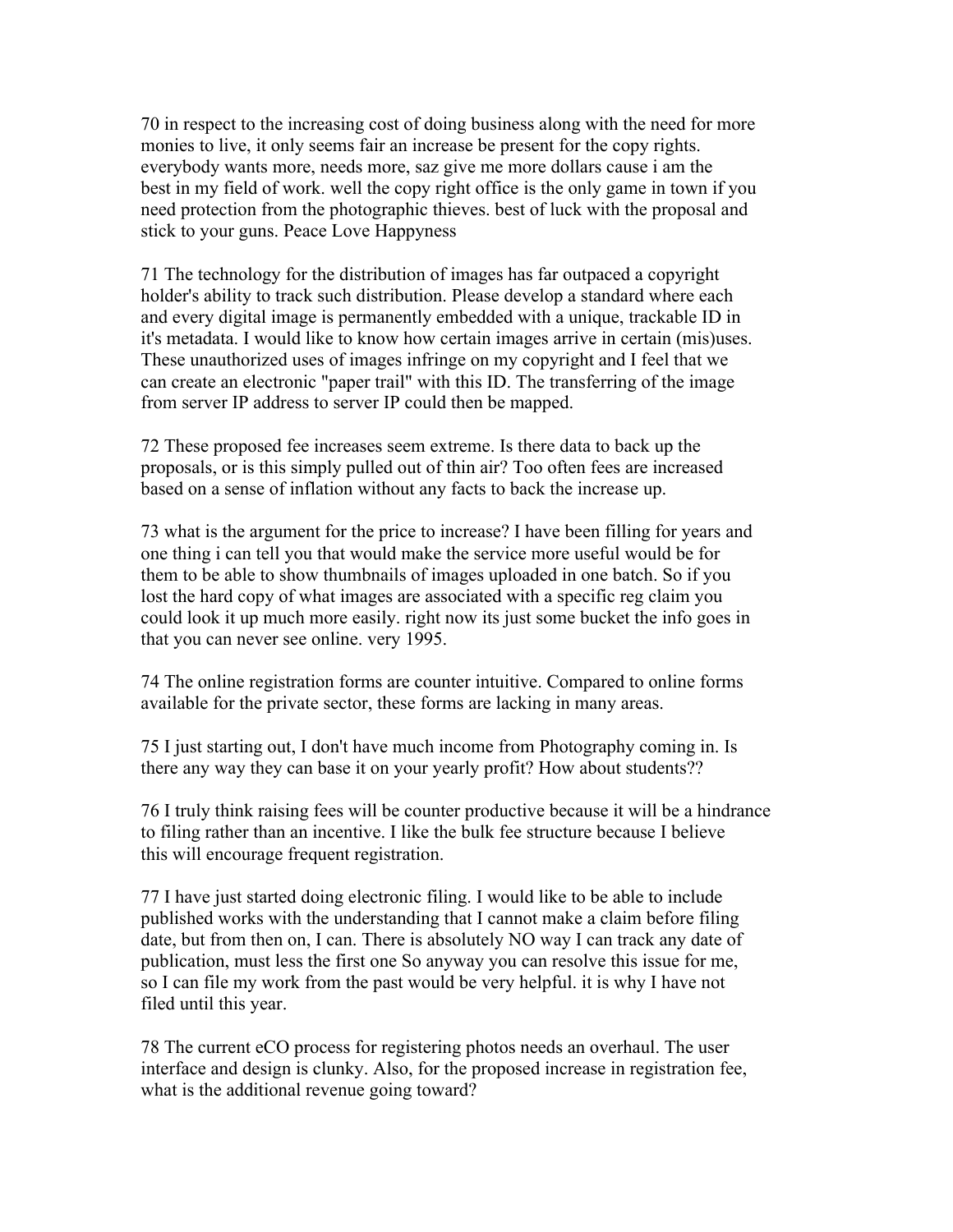70 in respect to the increasing cost of doing business along with the need for more monies to live, it only seems fair an increase be present for the copy rights. everybody wants more, needs more, saz give me more dollars cause i am the best in my field of work. well the copy right office is the only game in town if you need protection from the photographic thieves. best of luck with the proposal and stick to your guns. Peace Love Happyness

71 The technology for the distribution of images has far outpaced a copyright holder's ability to track such distribution. Please develop a standard where each and every digital image is permanently embedded with a unique, trackable ID in it's metadata. I would like to know how certain images arrive in certain (mis)uses. These unauthorized uses of images infringe on my copyright and I feel that we can create an electronic "paper trail" with this ID. The transferring of the image from server IP address to server IP could then be mapped.

72 These proposed fee increases seem extreme. Is there data to back up the proposals, or is this simply pulled out of thin air? Too often fees are increased based on a sense of inflation without any facts to back the increase up.

73 what is the argument for the price to increase? I have been filling for years and one thing i can tell you that would make the service more useful would be for them to be able to show thumbnails of images uploaded in one batch. So if you lost the hard copy of what images are associated with a specific reg claim you could look it up much more easily. right now its just some bucket the info goes in that you can never see online. very 1995.

74 The online registration forms are counter intuitive. Compared to online forms available for the private sector, these forms are lacking in many areas.

75 I just starting out, I don't have much income from Photography coming in. Is there any way they can base it on your yearly profit? How about students??

76 I truly think raising fees will be counter productive because it will be a hindrance to filing rather than an incentive. I like the bulk fee structure because I believe this will encourage frequent registration.

77 I have just started doing electronic filing. I would like to be able to include published works with the understanding that I cannot make a claim before filing date, but from then on, I can. There is absolutely NO way I can track any date of publication, must less the first one So anyway you can resolve this issue for me, so I can file my work from the past would be very helpful. it is why I have not filed until this year.

78 The current eCO process for registering photos needs an overhaul. The user interface and design is clunky. Also, for the proposed increase in registration fee, what is the additional revenue going toward?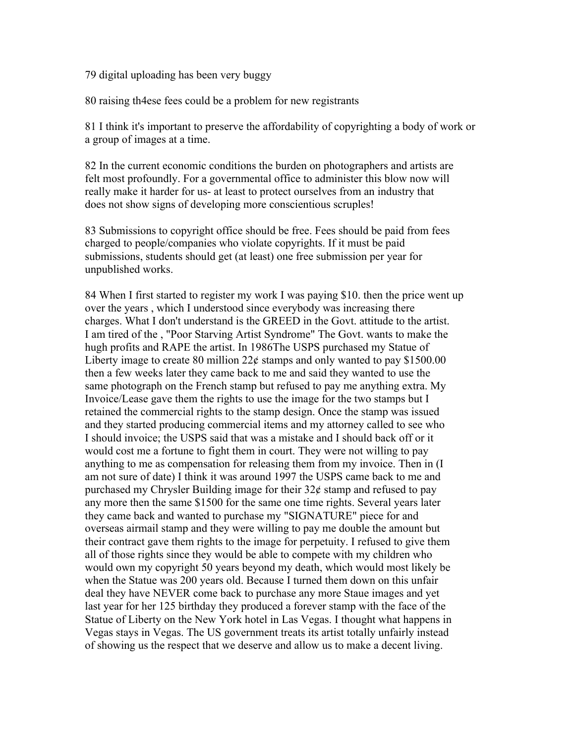79 digital uploading has been very buggy

80 raising th4ese fees could be a problem for new registrants

81 I think it's important to preserve the affordability of copyrighting a body of work or a group of images at a time.

82 In the current economic conditions the burden on photographers and artists are felt most profoundly. For a governmental office to administer this blow now will really make it harder for us- at least to protect ourselves from an industry that does not show signs of developing more conscientious scruples!

83 Submissions to copyright office should be free. Fees should be paid from fees charged to people/companies who violate copyrights. If it must be paid submissions, students should get (at least) one free submission per year for unpublished works.

84 When I first started to register my work I was paying $10. then the price went up over the years , which I understood since everybody was increasing there charges. What I don't understand is the GREED in the Govt. attitude to the artist. I am tired of the , "Poor Starving Artist Syndrome" The Govt. wants to make the hugh profits and RAPE the artist. In 1986The USPS purchased my Statue of Liberty image to create 80 million 22¢ stamps and only wanted to pay $1500.00 then a few weeks later they came back to me and said they wanted to use the same photograph on the French stamp but refused to pay me anything extra. My Invoice/Lease gave them the rights to use the image for the two stamps but I retained the commercial rights to the stamp design. Once the stamp was issued and they started producing commercial items and my attorney called to see who I should invoice; the USPS said that was a mistake and I should back off or it would cost me a fortune to fight them in court. They were not willing to pay anything to me as compensation for releasing them from my invoice. Then in (I am not sure of date) I think it was around 1997 the USPS came back to me and purchased my Chrysler Building image for their 32¢ stamp and refused to pay any more then the same $1500 for the same one time rights. Several years later they came back and wanted to purchase my "SIGNATURE" piece for and overseas airmail stamp and they were willing to pay me double the amount but their contract gave them rights to the image for perpetuity. I refused to give them all of those rights since they would be able to compete with my children who would own my copyright 50 years beyond my death, which would most likely be when the Statue was 200 years old. Because I turned them down on this unfair deal they have NEVER come back to purchase any more Staue images and yet last year for her 125 birthday they produced a forever stamp with the face of the Statue of Liberty on the New York hotel in Las Vegas. I thought what happens in Vegas stays in Vegas. The US government treats its artist totally unfairly instead of showing us the respect that we deserve and allow us to make a decent living.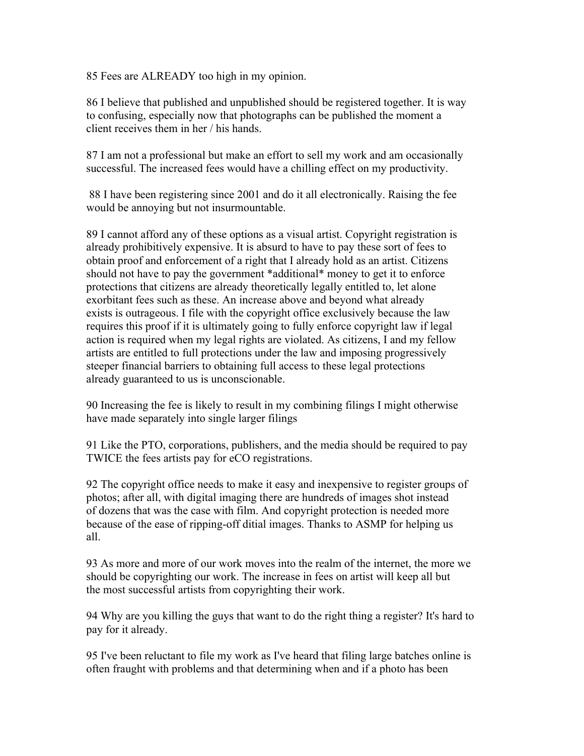85 Fees are ALREADY too high in my opinion.

86 I believe that published and unpublished should be registered together. It is way to confusing, especially now that photographs can be published the moment a client receives them in her / his hands.

87 I am not a professional but make an effort to sell my work and am occasionally successful. The increased fees would have a chilling effect on my productivity.

88 I have been registering since 2001 and do it all electronically. Raising the fee would be annoying but not insurmountable.

89 I cannot afford any of these options as a visual artist. Copyright registration is already prohibitively expensive. It is absurd to have to pay these sort of fees to obtain proof and enforcement of a right that I already hold as an artist. Citizens should not have to pay the government *additional* money to get it to enforce protections that citizens are already theoretically legally entitled to, let alone exorbitant fees such as these. An increase above and beyond what already exists is outrageous. I file with the copyright office exclusively because the law requires this proof if it is ultimately going to fully enforce copyright law if legal action is required when my legal rights are violated. As citizens, I and my fellow artists are entitled to full protections under the law and imposing progressively steeper financial barriers to obtaining full access to these legal protections already guaranteed to us is unconscionable.

90 Increasing the fee is likely to result in my combining filings I might otherwise have made separately into single larger filings

91 Like the PTO, corporations, publishers, and the media should be required to pay TWICE the fees artists pay for eCO registrations.

92 The copyright office needs to make it easy and inexpensive to register groups of photos; after all, with digital imaging there are hundreds of images shot instead of dozens that was the case with film. And copyright protection is needed more because of the ease of ripping-off ditial images. Thanks to ASMP for helping us all.

93 As more and more of our work moves into the realm of the internet, the more we should be copyrighting our work. The increase in fees on artist will keep all but the most successful artists from copyrighting their work.

94 Why are you killing the guys that want to do the right thing a register? It's hard to pay for it already.

95 I've been reluctant to file my work as I've heard that filing large batches online is often fraught with problems and that determining when and if a photo has been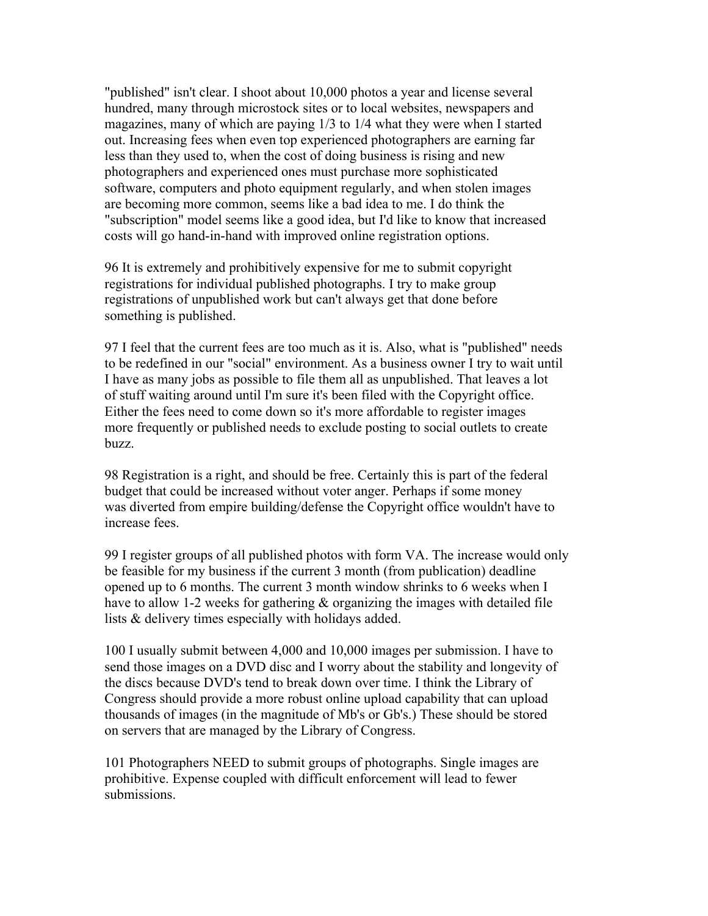"published" isn't clear. I shoot about 10,000 photos a year and license several hundred, many through microstock sites or to local websites, newspapers and magazines, many of which are paying 1/3 to 1/4 what they were when I started out. Increasing fees when even top experienced photographers are earning far less than they used to, when the cost of doing business is rising and new photographers and experienced ones must purchase more sophisticated software, computers and photo equipment regularly, and when stolen images are becoming more common, seems like a bad idea to me. I do think the "subscription" model seems like a good idea, but I'd like to know that increased costs will go hand-in-hand with improved online registration options.

96 It is extremely and prohibitively expensive for me to submit copyright registrations for individual published photographs. I try to make group registrations of unpublished work but can't always get that done before something is published.

97 I feel that the current fees are too much as it is. Also, what is "published" needs to be redefined in our "social" environment. As a business owner I try to wait until I have as many jobs as possible to file them all as unpublished. That leaves a lot of stuff waiting around until I'm sure it's been filed with the Copyright office. Either the fees need to come down so it's more affordable to register images more frequently or published needs to exclude posting to social outlets to create buzz.

98 Registration is a right, and should be free. Certainly this is part of the federal budget that could be increased without voter anger. Perhaps if some money was diverted from empire building/defense the Copyright office wouldn't have to increase fees.

99 I register groups of all published photos with form VA. The increase would only be feasible for my business if the current 3 month (from publication) deadline opened up to 6 months. The current 3 month window shrinks to 6 weeks when I have to allow 1-2 weeks for gathering & organizing the images with detailed file lists & delivery times especially with holidays added.

100 I usually submit between 4,000 and 10,000 images per submission. I have to send those images on a DVD disc and I worry about the stability and longevity of the discs because DVD's tend to break down over time. I think the Library of Congress should provide a more robust online upload capability that can upload thousands of images (in the magnitude of Mb's or Gb's.) These should be stored on servers that are managed by the Library of Congress.

101 Photographers NEED to submit groups of photographs. Single images are prohibitive. Expense coupled with difficult enforcement will lead to fewer submissions.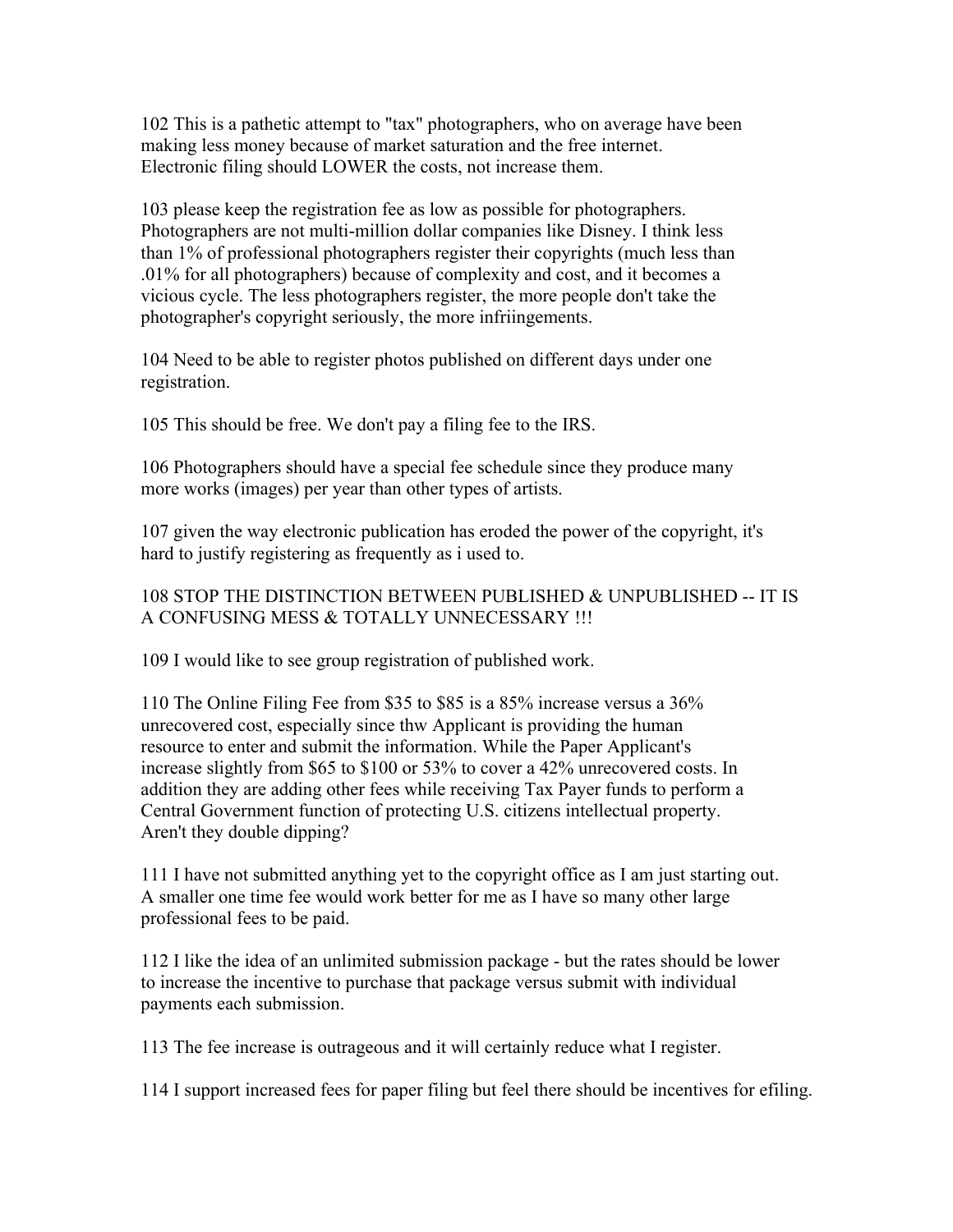102 This is a pathetic attempt to "tax" photographers, who on average have been making less money because of market saturation and the free internet. Electronic filing should LOWER the costs, not increase them.

103 please keep the registration fee as low as possible for photographers. Photographers are not multi-million dollar companies like Disney. I think less than 1% of professional photographers register their copyrights (much less than .01% for all photographers) because of complexity and cost, and it becomes a vicious cycle. The less photographers register, the more people don't take the photographer's copyright seriously, the more infriingements.

104 Need to be able to register photos published on different days under one registration.

105 This should be free. We don't pay a filing fee to the IRS.

106 Photographers should have a special fee schedule since they produce many more works (images) per year than other types of artists.

107 given the way electronic publication has eroded the power of the copyright, it's hard to justify registering as frequently as i used to.

108 STOP THE DISTINCTION BETWEEN PUBLISHED & UNPUBLISHED -- IT IS A CONFUSING MESS & TOTALLY UNNECESSARY !!!

109 I would like to see group registration of published work.

110 The Online Filing Fee from $35 to $85 is a 85% increase versus a 36% unrecovered cost, especially since thw Applicant is providing the human resource to enter and submit the information. While the Paper Applicant's increase slightly from $65 to $100 or 53% to cover a 42% unrecovered costs. In addition they are adding other fees while receiving Tax Payer funds to perform a Central Government function of protecting U.S. citizens intellectual property. Aren't they double dipping?

111 I have not submitted anything yet to the copyright office as I am just starting out. A smaller one time fee would work better for me as I have so many other large professional fees to be paid.

112 I like the idea of an unlimited submission package - but the rates should be lower to increase the incentive to purchase that package versus submit with individual payments each submission.

113 The fee increase is outrageous and it will certainly reduce what I register.

114 I support increased fees for paper filing but feel there should be incentives for efiling.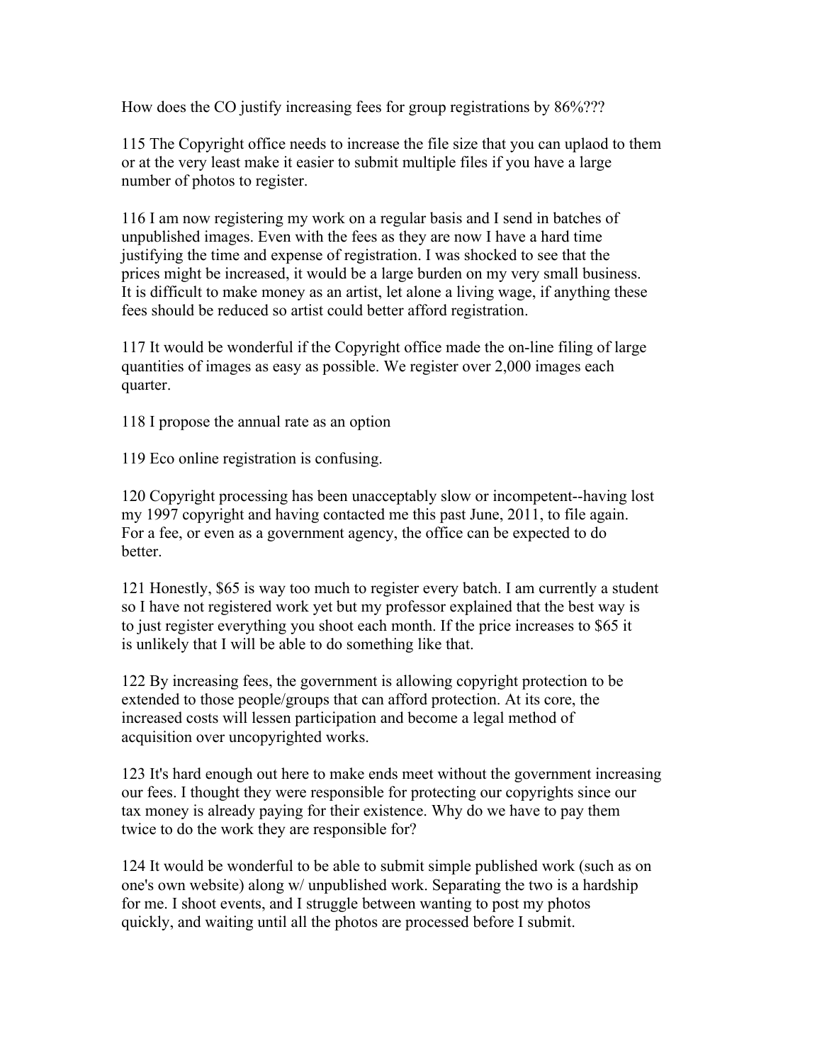How does the CO justify increasing fees for group registrations by 86%???

115 The Copyright office needs to increase the file size that you can uplaod to them or at the very least make it easier to submit multiple files if you have a large number of photos to register.

116 I am now registering my work on a regular basis and I send in batches of unpublished images. Even with the fees as they are now I have a hard time justifying the time and expense of registration. I was shocked to see that the prices might be increased, it would be a large burden on my very small business. It is difficult to make money as an artist, let alone a living wage, if anything these fees should be reduced so artist could better afford registration.

117 It would be wonderful if the Copyright office made the on-line filing of large quantities of images as easy as possible. We register over 2,000 images each quarter.

118 I propose the annual rate as an option

119 Eco online registration is confusing.

120 Copyright processing has been unacceptably slow or incompetent--having lost my 1997 copyright and having contacted me this past June, 2011, to file again. For a fee, or even as a government agency, the office can be expected to do better.

121 Honestly, $65 is way too much to register every batch. I am currently a student so I have not registered work yet but my professor explained that the best way is to just register everything you shoot each month. If the price increases to $65 it is unlikely that I will be able to do something like that.

122 By increasing fees, the government is allowing copyright protection to be extended to those people/groups that can afford protection. At its core, the increased costs will lessen participation and become a legal method of acquisition over uncopyrighted works.

123 It's hard enough out here to make ends meet without the government increasing our fees. I thought they were responsible for protecting our copyrights since our tax money is already paying for their existence. Why do we have to pay them twice to do the work they are responsible for?

124 It would be wonderful to be able to submit simple published work (such as on one's own website) along w/ unpublished work. Separating the two is a hardship for me. I shoot events, and I struggle between wanting to post my photos quickly, and waiting until all the photos are processed before I submit.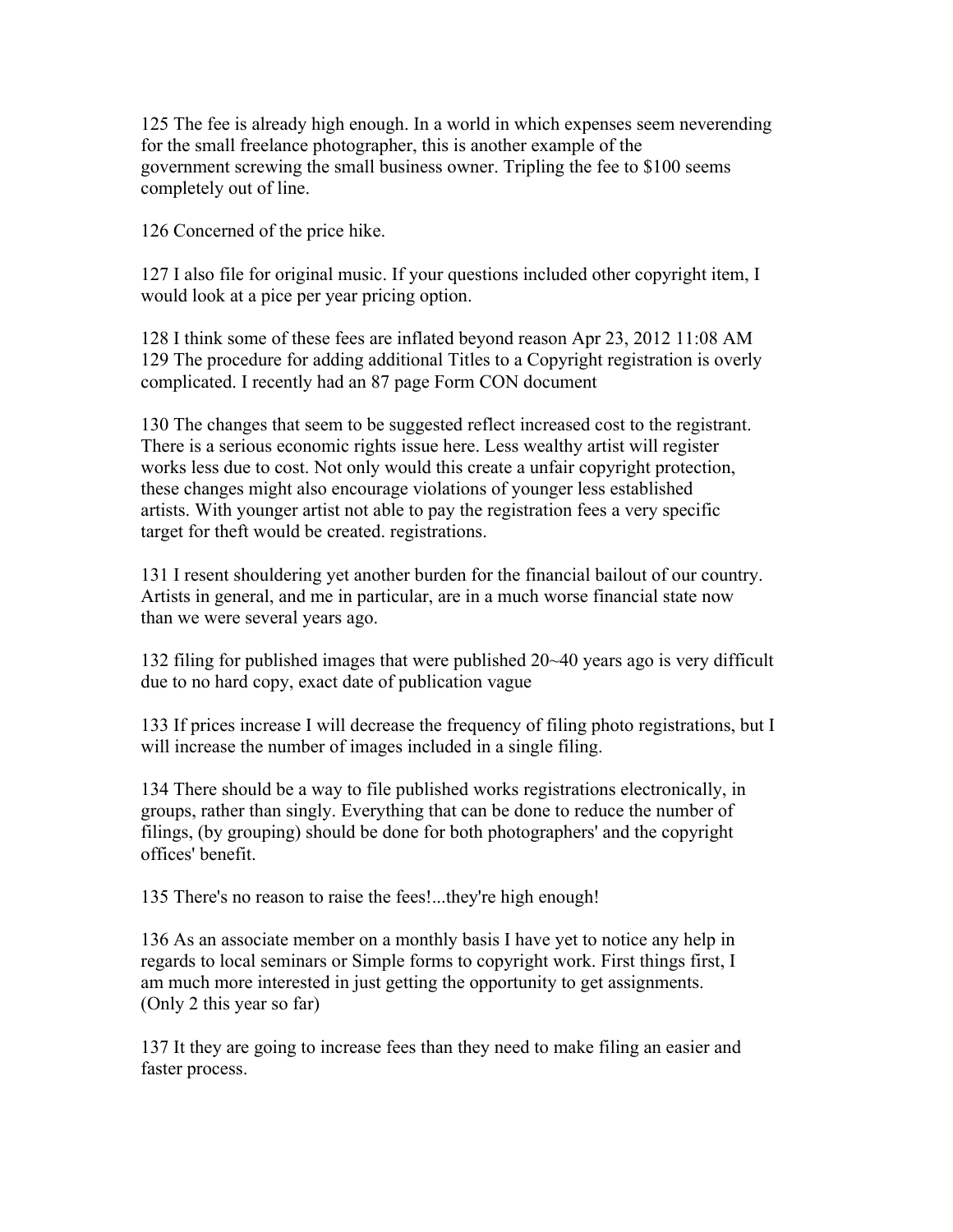125 The fee is already high enough. In a world in which expenses seem neverending for the small freelance photographer, this is another example of the government screwing the small business owner. Tripling the fee to $100 seems completely out of line.

126 Concerned of the price hike.

127 I also file for original music. If your questions included other copyright item, I would look at a pice per year pricing option.

128 I think some of these fees are inflated beyond reason Apr 23, 2012 11:08 AM
129 The procedure for adding additional Titles to a Copyright registration is overly complicated. I recently had an 87 page Form CON document

130 The changes that seem to be suggested reflect increased cost to the registrant. There is a serious economic rights issue here. Less wealthy artist will register works less due to cost. Not only would this create a unfair copyright protection, these changes might also encourage violations of younger less established artists. With younger artist not able to pay the registration fees a very specific target for theft would be created. registrations.

131 I resent shouldering yet another burden for the financial bailout of our country. Artists in general, and me in particular, are in a much worse financial state now than we were several years ago.

132 filing for published images that were published 20~40 years ago is very difficult due to no hard copy, exact date of publication vague

133 If prices increase I will decrease the frequency of filing photo registrations, but I will increase the number of images included in a single filing.

134 There should be a way to file published works registrations electronically, in groups, rather than singly. Everything that can be done to reduce the number of filings, (by grouping) should be done for both photographers' and the copyright offices' benefit.

135 There's no reason to raise the fees!...they're high enough!

136 As an associate member on a monthly basis I have yet to notice any help in regards to local seminars or Simple forms to copyright work. First things first, I am much more interested in just getting the opportunity to get assignments. (Only 2 this year so far)

137 It they are going to increase fees than they need to make filing an easier and faster process.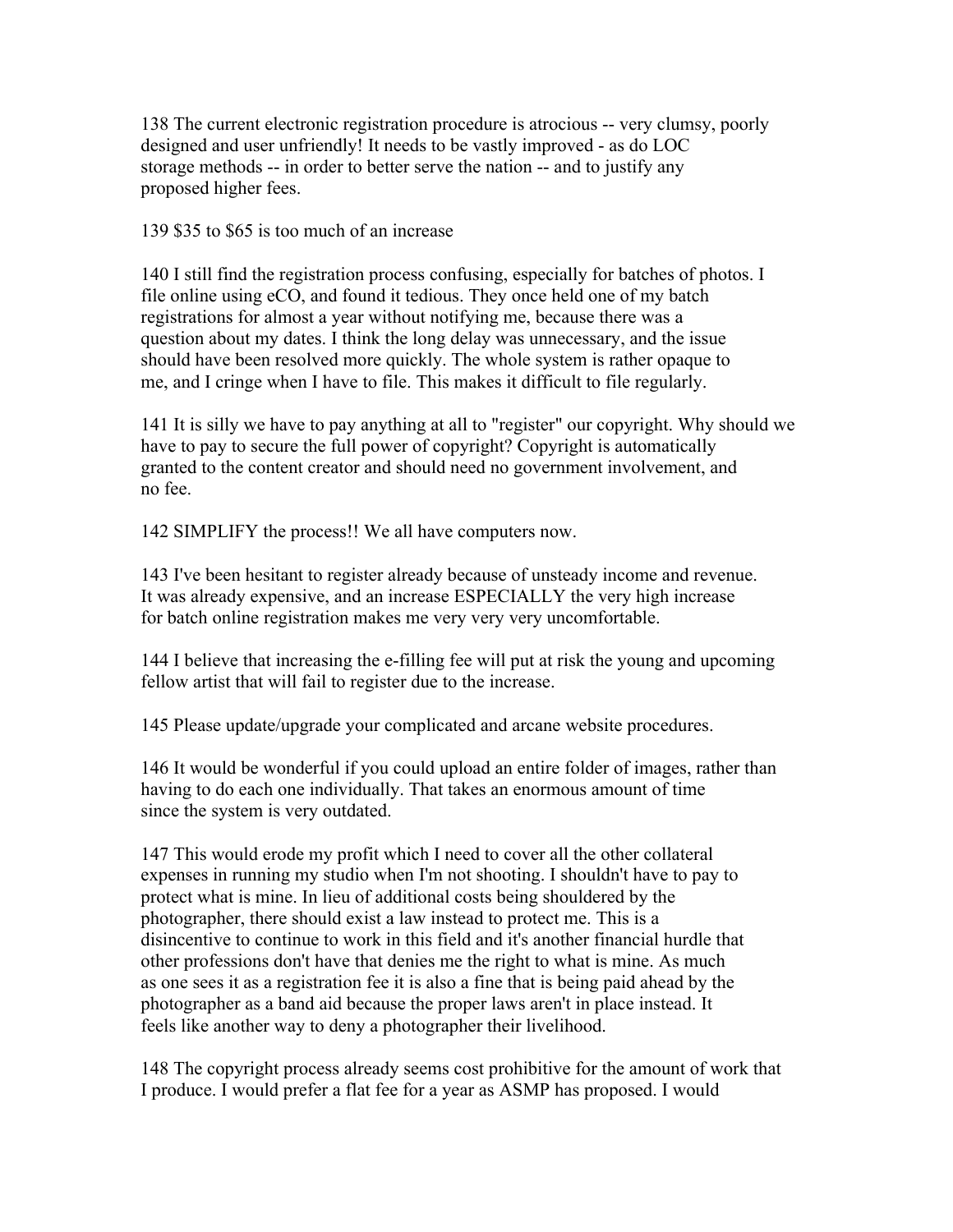138 The current electronic registration procedure is atrocious -- very clumsy, poorly designed and user unfriendly! It needs to be vastly improved - as do LOC storage methods -- in order to better serve the nation -- and to justify any proposed higher fees.

139 $35 to $65 is too much of an increase

140 I still find the registration process confusing, especially for batches of photos. I file online using eCO, and found it tedious. They once held one of my batch registrations for almost a year without notifying me, because there was a question about my dates. I think the long delay was unnecessary, and the issue should have been resolved more quickly. The whole system is rather opaque to me, and I cringe when I have to file. This makes it difficult to file regularly.

141 It is silly we have to pay anything at all to "register" our copyright. Why should we have to pay to secure the full power of copyright? Copyright is automatically granted to the content creator and should need no government involvement, and no fee.

142 SIMPLIFY the process!! We all have computers now.

143 I've been hesitant to register already because of unsteady income and revenue. It was already expensive, and an increase ESPECIALLY the very high increase for batch online registration makes me very very very uncomfortable.

144 I believe that increasing the e-filling fee will put at risk the young and upcoming fellow artist that will fail to register due to the increase.

145 Please update/upgrade your complicated and arcane website procedures.

146 It would be wonderful if you could upload an entire folder of images, rather than having to do each one individually. That takes an enormous amount of time since the system is very outdated.

147 This would erode my profit which I need to cover all the other collateral expenses in running my studio when I'm not shooting. I shouldn't have to pay to protect what is mine. In lieu of additional costs being shouldered by the photographer, there should exist a law instead to protect me. This is a disincentive to continue to work in this field and it's another financial hurdle that other professions don't have that denies me the right to what is mine. As much as one sees it as a registration fee it is also a fine that is being paid ahead by the photographer as a band aid because the proper laws aren't in place instead. It feels like another way to deny a photographer their livelihood.

148 The copyright process already seems cost prohibitive for the amount of work that I produce. I would prefer a flat fee for a year as ASMP has proposed. I would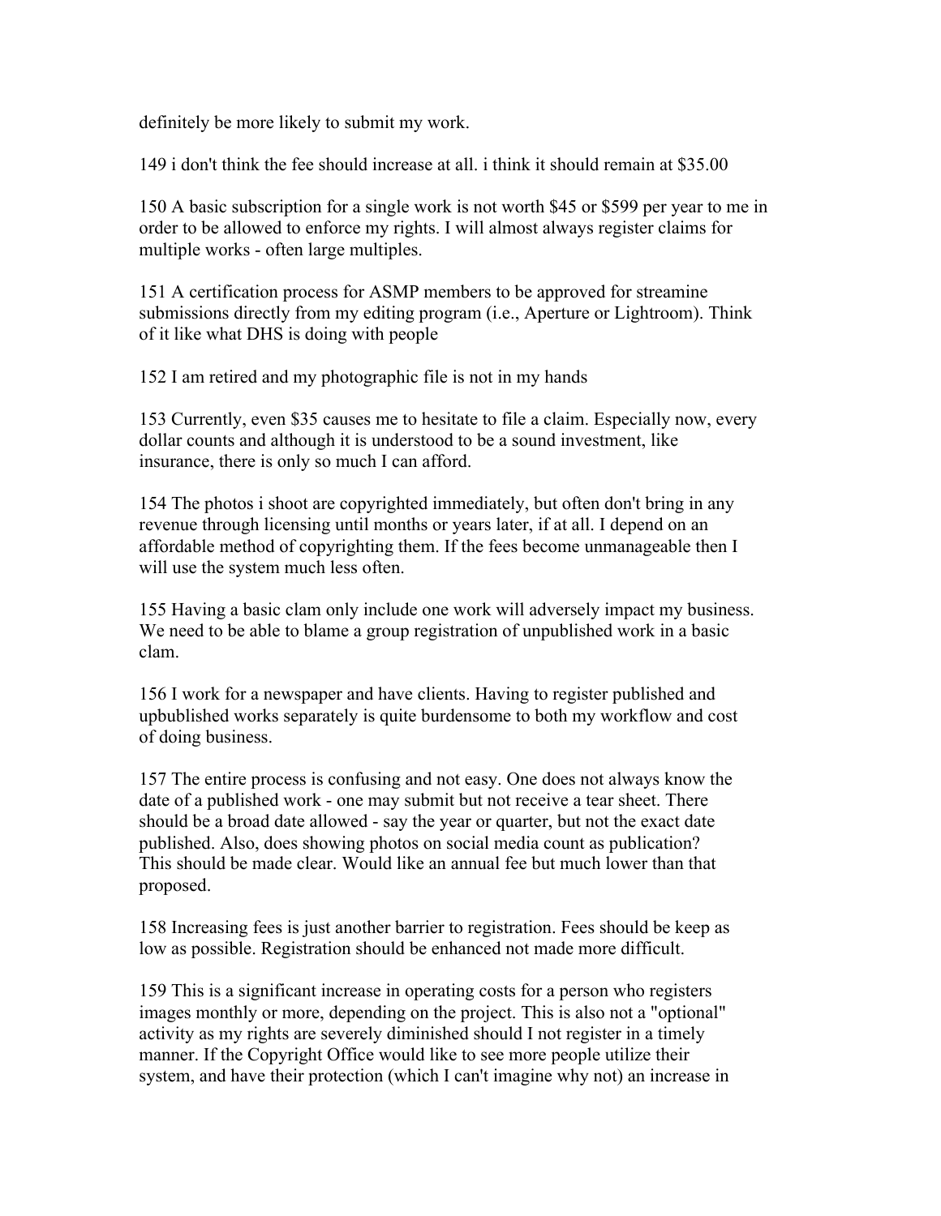definitely be more likely to submit my work.

149 i don't think the fee should increase at all. i think it should remain at $35.00

150 A basic subscription for a single work is not worth $45 or $599 per year to me in order to be allowed to enforce my rights. I will almost always register claims for multiple works - often large multiples.

151 A certification process for ASMP members to be approved for streamine submissions directly from my editing program (i.e., Aperture or Lightroom). Think of it like what DHS is doing with people

152 I am retired and my photographic file is not in my hands

153 Currently, even $35 causes me to hesitate to file a claim. Especially now, every dollar counts and although it is understood to be a sound investment, like insurance, there is only so much I can afford.

154 The photos i shoot are copyrighted immediately, but often don't bring in any revenue through licensing until months or years later, if at all. I depend on an affordable method of copyrighting them. If the fees become unmanageable then I will use the system much less often.

155 Having a basic clam only include one work will adversely impact my business. We need to be able to blame a group registration of unpublished work in a basic clam.

156 I work for a newspaper and have clients. Having to register published and upbublished works separately is quite burdensome to both my workflow and cost of doing business.

157 The entire process is confusing and not easy. One does not always know the date of a published work - one may submit but not receive a tear sheet. There should be a broad date allowed - say the year or quarter, but not the exact date published. Also, does showing photos on social media count as publication? This should be made clear. Would like an annual fee but much lower than that proposed.

158 Increasing fees is just another barrier to registration. Fees should be keep as low as possible. Registration should be enhanced not made more difficult.

159 This is a significant increase in operating costs for a person who registers images monthly or more, depending on the project. This is also not a "optional" activity as my rights are severely diminished should I not register in a timely manner. If the Copyright Office would like to see more people utilize their system, and have their protection (which I can't imagine why not) an increase in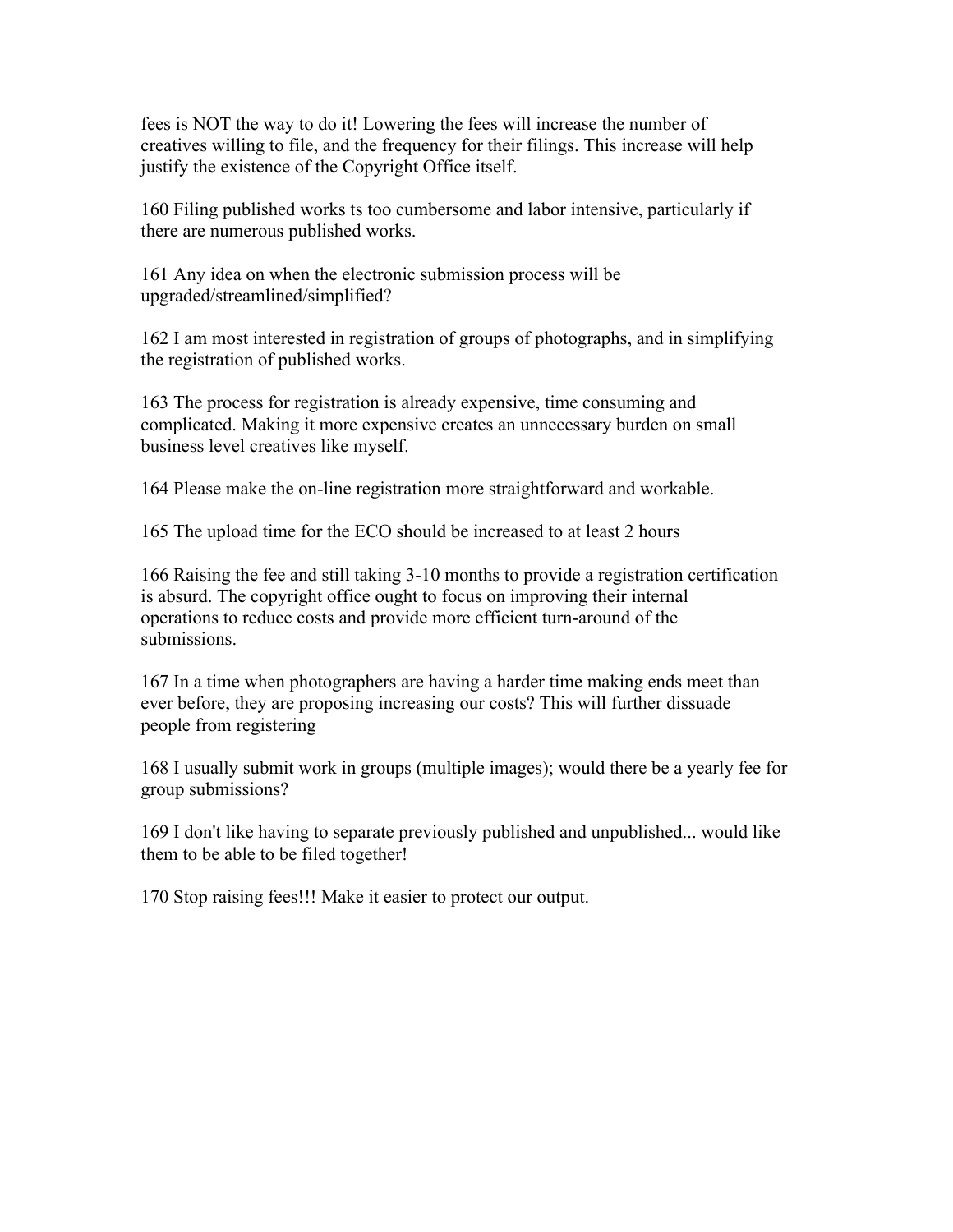fees is NOT the way to do it! Lowering the fees will increase the number of creatives willing to file, and the frequency for their filings. This increase will help justify the existence of the Copyright Office itself.

160 Filing published works ts too cumbersome and labor intensive, particularly if there are numerous published works.

161 Any idea on when the electronic submission process will be upgraded/streamlined/simplified?

162 I am most interested in registration of groups of photographs, and in simplifying the registration of published works.

163 The process for registration is already expensive, time consuming and complicated. Making it more expensive creates an unnecessary burden on small business level creatives like myself.

164 Please make the on-line registration more straightforward and workable.

165 The upload time for the ECO should be increased to at least 2 hours

166 Raising the fee and still taking 3-10 months to provide a registration certification is absurd. The copyright office ought to focus on improving their internal operations to reduce costs and provide more efficient turn-around of the submissions.

167 In a time when photographers are having a harder time making ends meet than ever before, they are proposing increasing our costs? This will further dissuade people from registering

168 I usually submit work in groups (multiple images); would there be a yearly fee for group submissions?

169 I don't like having to separate previously published and unpublished... would like them to be able to be filed together!

170 Stop raising fees!!! Make it easier to protect our output.